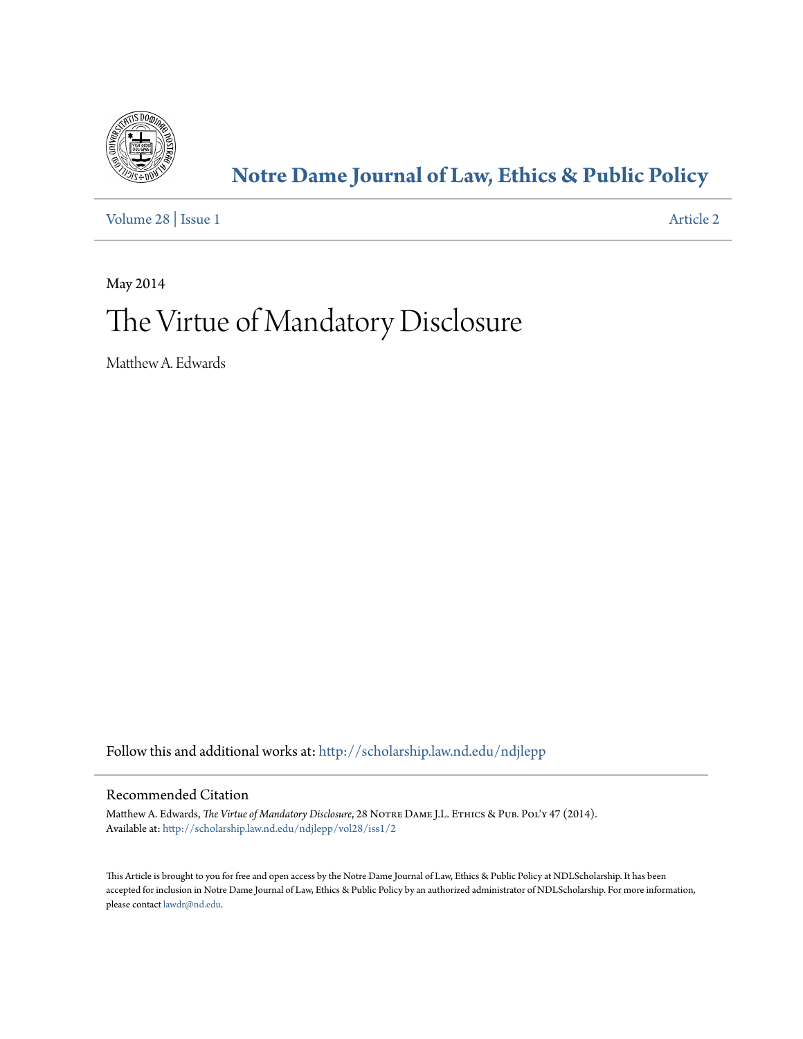# Notre Dame Journal of Law, Ethics & Public Policy

Volume 28 | Issue 1 Article 2

May 2014

# The Virtue of Mandatory Disclosure

Matthew A. Edwards

Follow this and additional works at: http://scholarship.law.nd.edu/ndjlepp

## Recommended Citation

Matthew A. Edwards, *The Virtue of Mandatory Disclosure*, 28 Notre Dame J.L. Ethics & Pub. Pol'y 47 (2014).
Available at: http://scholarship.law.nd.edu/ndjlepp/vol28/iss1/2

This Article is brought to you for free and open access by the Notre Dame Journal of Law, Ethics & Public Policy at NDLScholarship. It has been accepted for inclusion in Notre Dame Journal of Law, Ethics & Public Policy by an authorized administrator of NDLScholarship. For more information, please contact lawdr@nd.edu.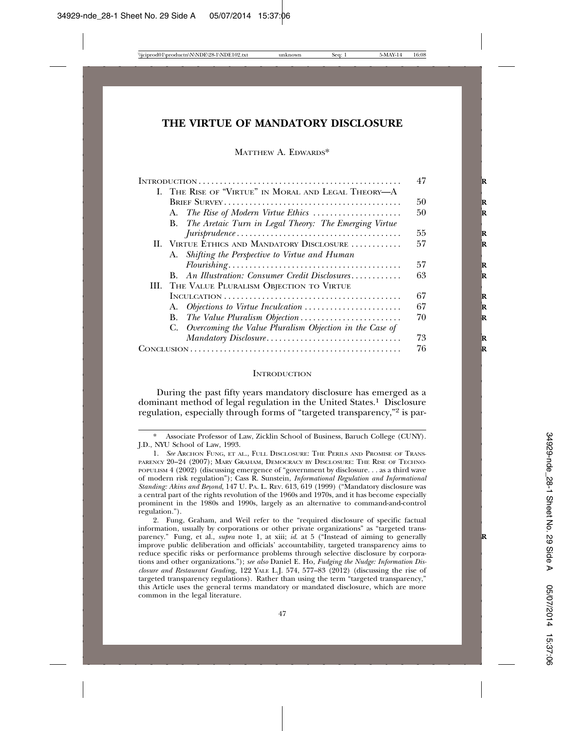# THE VIRTUE OF MANDATORY DISCLOSURE

MATTHEW A. EDWARDS*

| | |
|---|---|
| INTRODUCTION | 47 |
| I. THE RISE OF "VIRTUE" IN MORAL AND LEGAL THEORY—A BRIEF SURVEY | 50 |
| A. *The Rise of Modern Virtue Ethics* | 50 |
| B. *The Aretaic Turn in Legal Theory: The Emerging Virtue Jurisprudence* | 55 |
| II. VIRTUE ETHICS AND MANDATORY DISCLOSURE | 57 |
| A. *Shifting the Perspective to Virtue and Human Flourishing* | 57 |
| B. *An Illustration: Consumer Credit Disclosures* | 63 |
| III. THE VALUE PLURALISM OBJECTION TO VIRTUE INCULCATION | 67 |
| A. *Objections to Virtue Inculcation* | 67 |
| B. *The Value Pluralism Objection* | 70 |
| C. *Overcoming the Value Pluralism Objection in the Case of Mandatory Disclosure* | 73 |
| CONCLUSION | 76 |

## INTRODUCTION

During the past fifty years mandatory disclosure has emerged as a dominant method of legal regulation in the United States.[1] Disclosure regulation, especially through forms of "targeted transparency,"[2] is par-

---

\* Associate Professor of Law, Zicklin School of Business, Baruch College (CUNY). J.D., NYU School of Law, 1993.

1. *See* ARCHON FUNG, ET AL., FULL DISCLOSURE: THE PERILS AND PROMISE OF TRANSPARENCY 20–24 (2007); MARY GRAHAM, DEMOCRACY BY DISCLOSURE: THE RISE OF TECHNOPOPULISM 4 (2002) (discussing emergence of "government by disclosure. . . as a third wave of modern risk regulation"); Cass R. Sunstein, *Informational Regulation and Informational Standing: Akins and Beyond*, 147 U. PA. L. REV. 613, 619 (1999) ("Mandatory disclosure was a central part of the rights revolution of the 1960s and 1970s, and it has become especially prominent in the 1980s and 1990s, largely as an alternative to command-and-control regulation.").

2. Fung, Graham, and Weil refer to the "required disclosure of specific factual information, usually by corporations or other private organizations" as "targeted transparency." Fung, et al., *supra* note 1, at xiii; *id.* at 5 ("Instead of aiming to generally improve public deliberation and officials' accountability, targeted transparency aims to reduce specific risks or performance problems through selective disclosure by corporations and other organizations."); *see also* Daniel E. Ho, *Fudging the Nudge: Information Disclosure and Restaurant Grading*, 122 YALE L.J. 574, 577–83 (2012) (discussing the rise of targeted transparency regulations). Rather than using the term "targeted transparency," this Article uses the general terms mandatory or mandated disclosure, which are more common in the legal literature.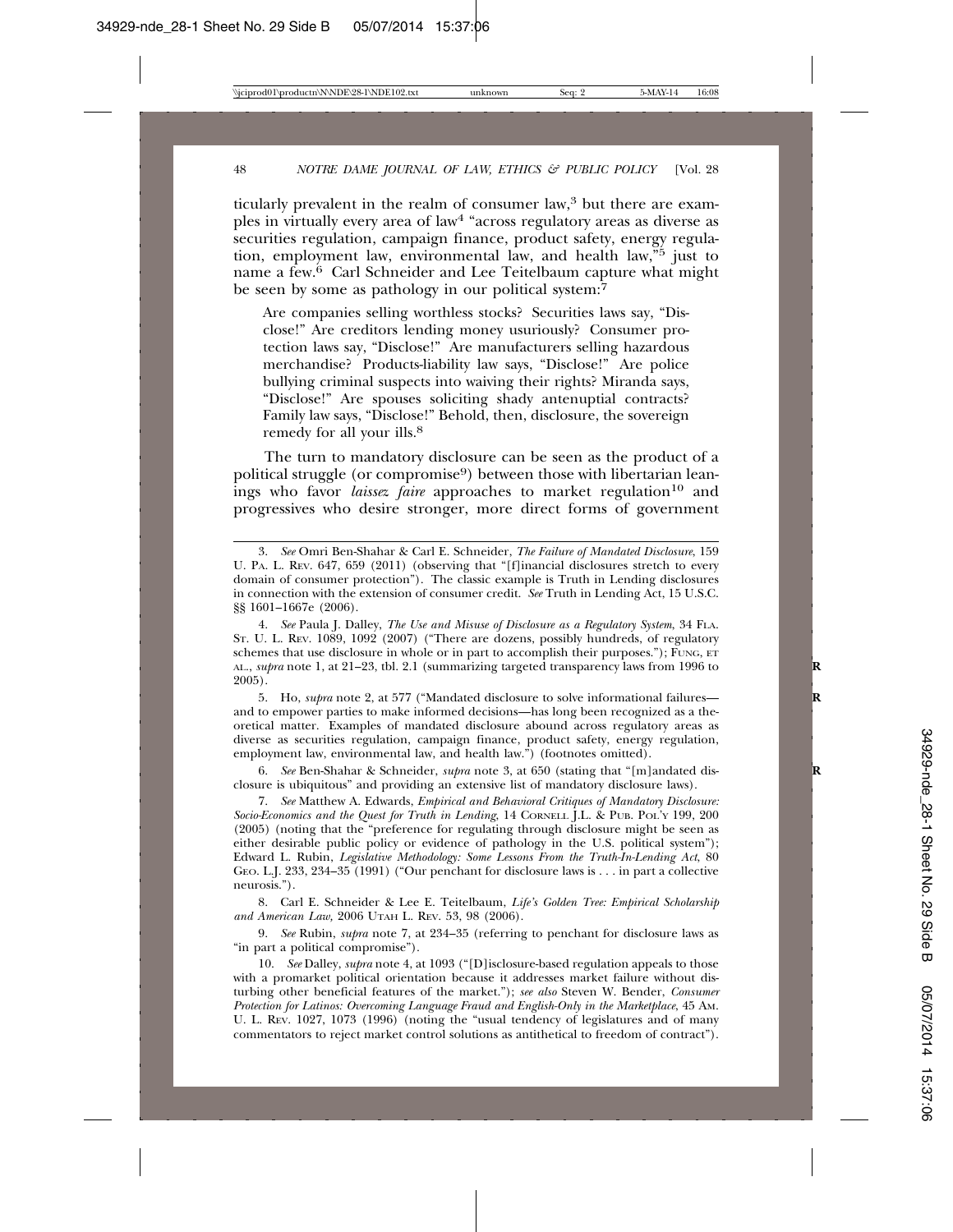ticularly prevalent in the realm of consumer law,[3] but there are examples in virtually every area of law[4] "across regulatory areas as diverse as securities regulation, campaign finance, product safety, energy regulation, employment law, environmental law, and health law,"[5] just to name a few.[6] Carl Schneider and Lee Teitelbaum capture what might be seen by some as pathology in our political system:[7]

> Are companies selling worthless stocks? Securities laws say, "Disclose!" Are creditors lending money usuriously? Consumer protection laws say, "Disclose!" Are manufacturers selling hazardous merchandise? Products-liability law says, "Disclose!" Are police bullying criminal suspects into waiving their rights? Miranda says, "Disclose!" Are spouses soliciting shady antenuptial contracts? Family law says, "Disclose!" Behold, then, disclosure, the sovereign remedy for all your ills.[8]

The turn to mandatory disclosure can be seen as the product of a political struggle (or compromise[9]) between those with libertarian leanings who favor *laissez faire* approaches to market regulation[10] and progressives who desire stronger, more direct forms of government

---

3. *See* Omri Ben-Shahar & Carl E. Schneider, *The Failure of Mandated Disclosure*, 159 U. PA. L. REV. 647, 659 (2011) (observing that "[f]inancial disclosures stretch to every domain of consumer protection"). The classic example is Truth in Lending disclosures in connection with the extension of consumer credit. *See* Truth in Lending Act, 15 U.S.C. §§ 1601–1667e (2006).

4. *See* Paula J. Dalley, *The Use and Misuse of Disclosure as a Regulatory System*, 34 FLA. ST. U. L. REV. 1089, 1092 (2007) ("There are dozens, possibly hundreds, of regulatory schemes that use disclosure in whole or in part to accomplish their purposes."); FUNG, ET AL., *supra* note 1, at 21–23, tbl. 2.1 (summarizing targeted transparency laws from 1996 to 2005).

5. Ho, *supra* note 2, at 577 ("Mandated disclosure to solve informational failures—and to empower parties to make informed decisions—has long been recognized as a theoretical matter. Examples of mandated disclosure abound across regulatory areas as diverse as securities regulation, campaign finance, product safety, energy regulation, employment law, environmental law, and health law.") (footnotes omitted).

6. *See* Ben-Shahar & Schneider, *supra* note 3, at 650 (stating that "[m]andated disclosure is ubiquitous" and providing an extensive list of mandatory disclosure laws).

7. *See* Matthew A. Edwards, *Empirical and Behavioral Critiques of Mandatory Disclosure: Socio-Economics and the Quest for Truth in Lending*, 14 CORNELL J.L. & PUB. POL'Y 199, 200 (2005) (noting that the "preference for regulating through disclosure might be seen as either desirable public policy or evidence of pathology in the U.S. political system"); Edward L. Rubin, *Legislative Methodology: Some Lessons From the Truth-In-Lending Act*, 80 GEO. L.J. 233, 234–35 (1991) ("Our penchant for disclosure laws is . . . in part a collective neurosis.").

8. Carl E. Schneider & Lee E. Teitelbaum, *Life's Golden Tree: Empirical Scholarship and American Law*, 2006 UTAH L. REV. 53, 98 (2006).

9. *See* Rubin, *supra* note 7, at 234–35 (referring to penchant for disclosure laws as "in part a political compromise").

10. *See* Dalley, *supra* note 4, at 1093 ("[D]isclosure-based regulation appeals to those with a promarket political orientation because it addresses market failure without disturbing other beneficial features of the market."); *see also* Steven W. Bender, *Consumer Protection for Latinos: Overcoming Language Fraud and English-Only in the Marketplace*, 45 AM. U. L. REV. 1027, 1073 (1996) (noting the "usual tendency of legislatures and of many commentators to reject market control solutions as antithetical to freedom of contract").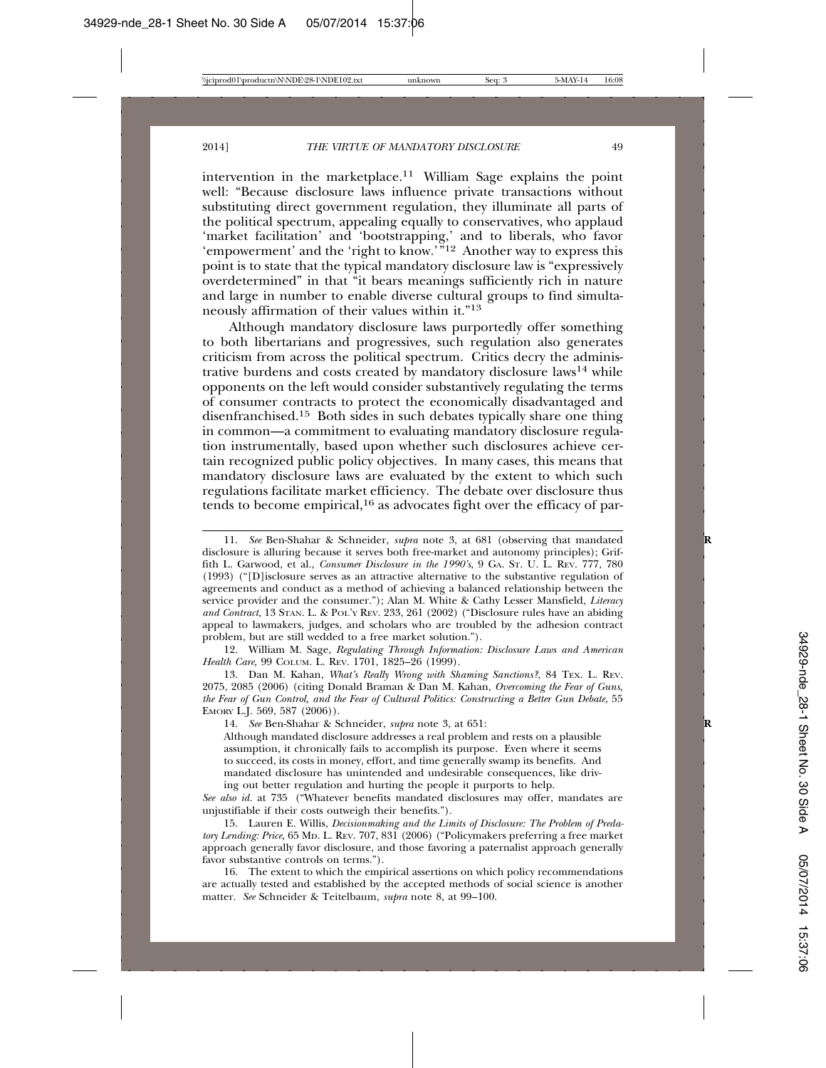intervention in the marketplace.[11] William Sage explains the point well: "Because disclosure laws influence private transactions without substituting direct government regulation, they illuminate all parts of the political spectrum, appealing equally to conservatives, who applaud 'market facilitation' and 'bootstrapping,' and to liberals, who favor 'empowerment' and the 'right to know.'"[12] Another way to express this point is to state that the typical mandatory disclosure law is "expressively overdetermined" in that "it bears meanings sufficiently rich in nature and large in number to enable diverse cultural groups to find simultaneously affirmation of their values within it."[13]

Although mandatory disclosure laws purportedly offer something to both libertarians and progressives, such regulation also generates criticism from across the political spectrum. Critics decry the administrative burdens and costs created by mandatory disclosure laws[14] while opponents on the left would consider substantively regulating the terms of consumer contracts to protect the economically disadvantaged and disenfranchised.[15] Both sides in such debates typically share one thing in common—a commitment to evaluating mandatory disclosure regulation instrumentally, based upon whether such disclosures achieve certain recognized public policy objectives. In many cases, this means that mandatory disclosure laws are evaluated by the extent to which such regulations facilitate market efficiency. The debate over disclosure thus tends to become empirical,[16] as advocates fight over the efficacy of par-

---

11. *See* Ben-Shahar & Schneider, *supra* note 3, at 681 (observing that mandated disclosure is alluring because it serves both free-market and autonomy principles); Griffith L. Garwood, et al., *Consumer Disclosure in the 1990's*, 9 GA. ST. U. L. REV. 777, 780 (1993) ("[D]isclosure serves as an attractive alternative to the substantive regulation of agreements and conduct as a method of achieving a balanced relationship between the service provider and the consumer."); Alan M. White & Cathy Lesser Mansfield, *Literacy and Contract*, 13 STAN. L. & POL'Y REV. 233, 261 (2002) ("Disclosure rules have an abiding appeal to lawmakers, judges, and scholars who are troubled by the adhesion contract problem, but are still wedded to a free market solution.").

12. William M. Sage, *Regulating Through Information: Disclosure Laws and American Health Care*, 99 COLUM. L. REV. 1701, 1825–26 (1999).

13. Dan M. Kahan, *What's Really Wrong with Shaming Sanctions?*, 84 TEX. L. REV. 2075, 2085 (2006) (citing Donald Braman & Dan M. Kahan, *Overcoming the Fear of Guns, the Fear of Gun Control, and the Fear of Cultural Politics: Constructing a Better Gun Debate*, 55 EMORY L.J. 569, 587 (2006)).

14. *See* Ben-Shahar & Schneider, *supra* note 3, at 651:

> Although mandated disclosure addresses a real problem and rests on a plausible assumption, it chronically fails to accomplish its purpose. Even where it seems to succeed, its costs in money, effort, and time generally swamp its benefits. And mandated disclosure has unintended and undesirable consequences, like driving out better regulation and hurting the people it purports to help.

*See also id.* at 735 ("Whatever benefits mandated disclosures may offer, mandates are unjustifiable if their costs outweigh their benefits.").

15. Lauren E. Willis, *Decisionmaking and the Limits of Disclosure: The Problem of Predatory Lending: Price*, 65 MD. L. REV. 707, 831 (2006) ("Policymakers preferring a free market approach generally favor disclosure, and those favoring a paternalist approach generally favor substantive controls on terms.").

16. The extent to which the empirical assertions on which policy recommendations are actually tested and established by the accepted methods of social science is another matter. *See* Schneider & Teitelbaum, *supra* note 8, at 99–100.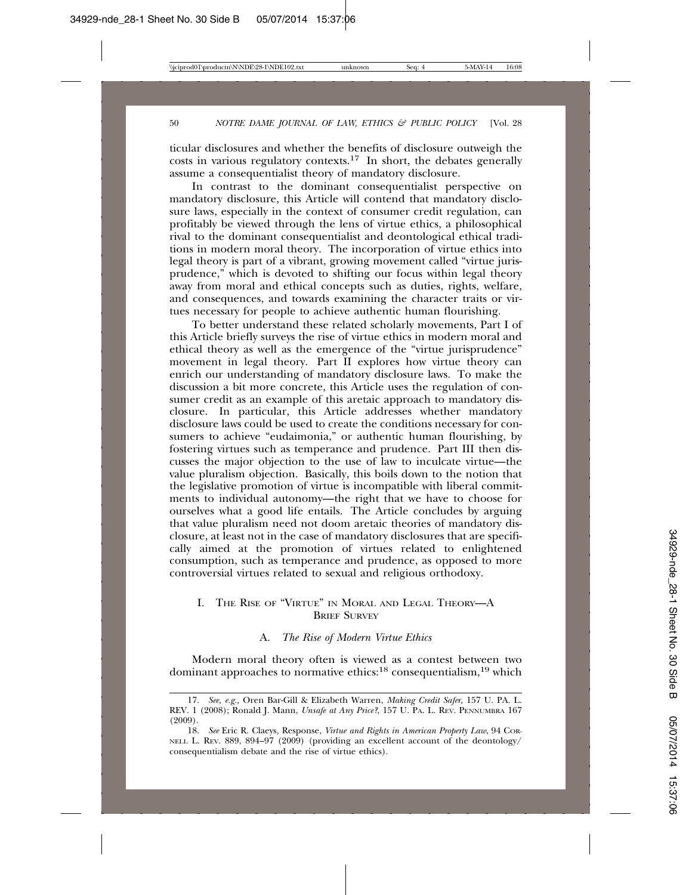ticular disclosures and whether the benefits of disclosure outweigh the costs in various regulatory contexts.[17] In short, the debates generally assume a consequentialist theory of mandatory disclosure.

In contrast to the dominant consequentialist perspective on mandatory disclosure, this Article will contend that mandatory disclosure laws, especially in the context of consumer credit regulation, can profitably be viewed through the lens of virtue ethics, a philosophical rival to the dominant consequentialist and deontological ethical traditions in modern moral theory. The incorporation of virtue ethics into legal theory is part of a vibrant, growing movement called "virtue jurisprudence," which is devoted to shifting our focus within legal theory away from moral and ethical concepts such as duties, rights, welfare, and consequences, and towards examining the character traits or virtues necessary for people to achieve authentic human flourishing.

To better understand these related scholarly movements, Part I of this Article briefly surveys the rise of virtue ethics in modern moral and ethical theory as well as the emergence of the "virtue jurisprudence" movement in legal theory. Part II explores how virtue theory can enrich our understanding of mandatory disclosure laws. To make the discussion a bit more concrete, this Article uses the regulation of consumer credit as an example of this aretaic approach to mandatory disclosure. In particular, this Article addresses whether mandatory disclosure laws could be used to create the conditions necessary for consumers to achieve "eudaimonia," or authentic human flourishing, by fostering virtues such as temperance and prudence. Part III then discusses the major objection to the use of law to inculcate virtue—the value pluralism objection. Basically, this boils down to the notion that the legislative promotion of virtue is incompatible with liberal commitments to individual autonomy—the right that we have to choose for ourselves what a good life entails. The Article concludes by arguing that value pluralism need not doom aretaic theories of mandatory disclosure, at least not in the case of mandatory disclosures that are specifically aimed at the promotion of virtues related to enlightened consumption, such as temperance and prudence, as opposed to more controversial virtues related to sexual and religious orthodoxy.

## I. The Rise of "Virtue" in Moral and Legal Theory—A Brief Survey

### A. *The Rise of Modern Virtue Ethics*

Modern moral theory often is viewed as a contest between two dominant approaches to normative ethics:[18] consequentialism,[19] which

---

17. *See, e.g.,* Oren Bar-Gill & Elizabeth Warren, *Making Credit Safer*, 157 U. Pa. L. Rev. 1 (2008); Ronald J. Mann, *Unsafe at Any Price?*, 157 U. Pa. L. Rev. Pennumbra 167 (2009).

18. *See* Eric R. Claeys, Response, *Virtue and Rights in American Property Law*, 94 Cornell L. Rev. 889, 894–97 (2009) (providing an excellent account of the deontology/consequentialism debate and the rise of virtue ethics).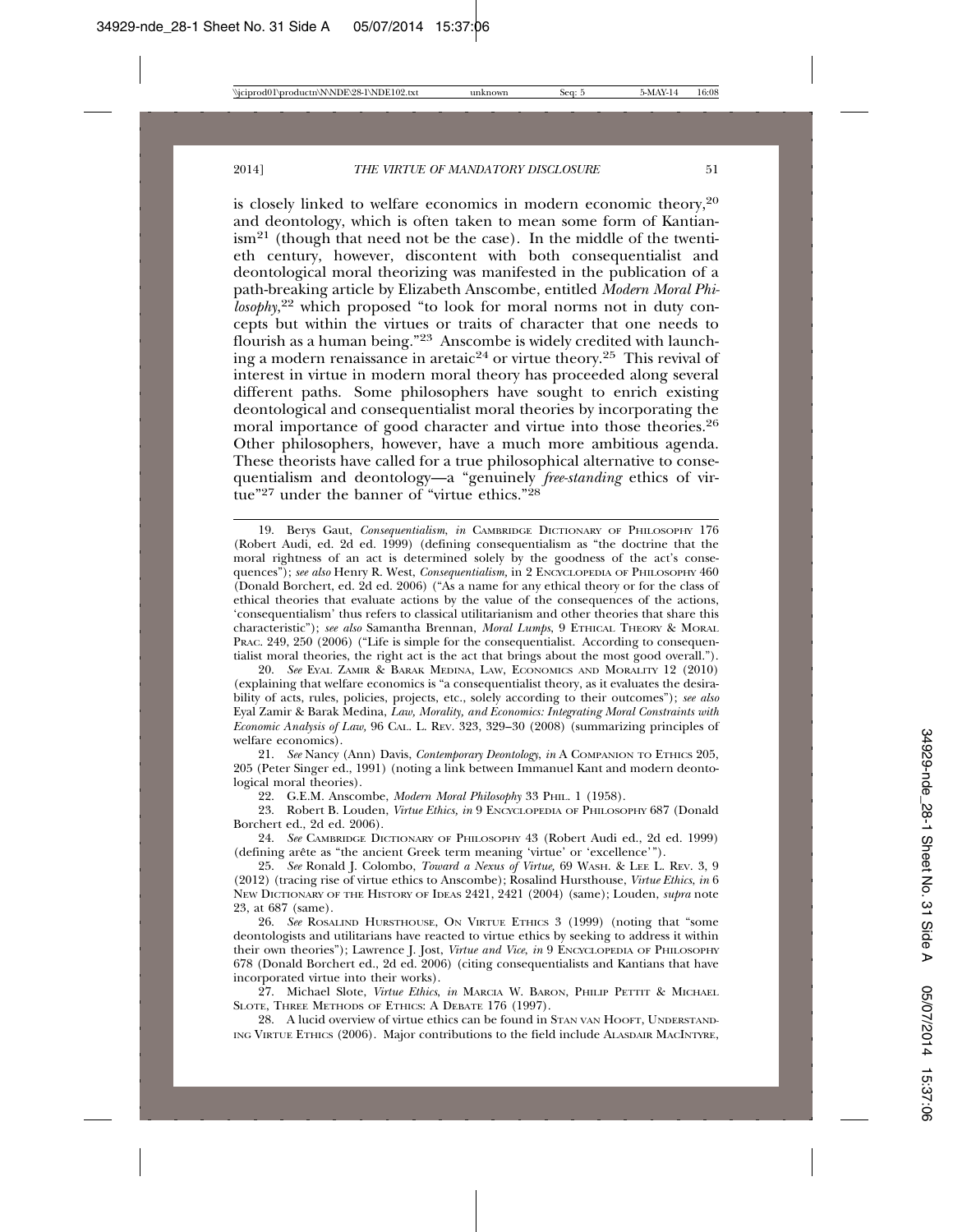is closely linked to welfare economics in modern economic theory,[20] and deontology, which is often taken to mean some form of Kantianism[21] (though that need not be the case). In the middle of the twentieth century, however, discontent with both consequentialist and deontological moral theorizing was manifested in the publication of a path-breaking article by Elizabeth Anscombe, entitled *Modern Moral Philosophy*,[22] which proposed "to look for moral norms not in duty concepts but within the virtues or traits of character that one needs to flourish as a human being."[23] Anscombe is widely credited with launching a modern renaissance in aretaic[24] or virtue theory.[25] This revival of interest in virtue in modern moral theory has proceeded along several different paths. Some philosophers have sought to enrich existing deontological and consequentialist moral theories by incorporating the moral importance of good character and virtue into those theories.[26] Other philosophers, however, have a much more ambitious agenda. These theorists have called for a true philosophical alternative to consequentialism and deontology—a "genuinely *free-standing* ethics of virtue"[27] under the banner of "virtue ethics."[28]

---

19. Berys Gaut, *Consequentialism*, *in* CAMBRIDGE DICTIONARY OF PHILOSOPHY 176 (Robert Audi, ed. 2d ed. 1999) (defining consequentialism as "the doctrine that the moral rightness of an act is determined solely by the goodness of the act's consequences"); *see also* Henry R. West, *Consequentialism*, in 2 ENCYCLOPEDIA OF PHILOSOPHY 460 (Donald Borchert, ed. 2d ed. 2006) ("As a name for any ethical theory or for the class of ethical theories that evaluate actions by the value of the consequences of the actions, 'consequentialism' thus refers to classical utilitarianism and other theories that share this characteristic"); *see also* Samantha Brennan, *Moral Lumps*, 9 ETHICAL THEORY & MORAL PRAC. 249, 250 (2006) ("Life is simple for the consequentialist. According to consequentialist moral theories, the right act is the act that brings about the most good overall.").

20. *See* EYAL ZAMIR & BARAK MEDINA, LAW, ECONOMICS AND MORALITY 12 (2010) (explaining that welfare economics is "a consequentialist theory, as it evaluates the desirability of acts, rules, policies, projects, etc., solely according to their outcomes"); *see also* Eyal Zamir & Barak Medina, *Law, Morality, and Economics: Integrating Moral Constraints with Economic Analysis of Law,* 96 CAL. L. REV. 323, 329–30 (2008) (summarizing principles of welfare economics).

21. *See* Nancy (Ann) Davis, *Contemporary Deontology*, *in* A COMPANION TO ETHICS 205, 205 (Peter Singer ed., 1991) (noting a link between Immanuel Kant and modern deontological moral theories).

22. G.E.M. Anscombe, *Modern Moral Philosophy* 33 PHIL. 1 (1958).

23. Robert B. Louden, *Virtue Ethics, in* 9 ENCYCLOPEDIA OF PHILOSOPHY 687 (Donald Borchert ed., 2d ed. 2006).

24. *See* CAMBRIDGE DICTIONARY OF PHILOSOPHY 43 (Robert Audi ed., 2d ed. 1999) (defining arête as "the ancient Greek term meaning 'virtue' or 'excellence'").

25. *See* Ronald J. Colombo, *Toward a Nexus of Virtue,* 69 WASH. & LEE L. REV. 3, 9 (2012) (tracing rise of virtue ethics to Anscombe); Rosalind Hursthouse, *Virtue Ethics*, *in* 6 NEW DICTIONARY OF THE HISTORY OF IDEAS 2421, 2421 (2004) (same); Louden, *supra* note 23, at 687 (same).

26. *See* ROSALIND HURSTHOUSE, ON VIRTUE ETHICS 3 (1999) (noting that "some deontologists and utilitarians have reacted to virtue ethics by seeking to address it within their own theories"); Lawrence J. Jost, *Virtue and Vice*, *in* 9 ENCYCLOPEDIA OF PHILOSOPHY 678 (Donald Borchert ed., 2d ed. 2006) (citing consequentialists and Kantians that have incorporated virtue into their works).

27. Michael Slote, *Virtue Ethics*, *in* MARCIA W. BARON, PHILIP PETTIT & MICHAEL SLOTE, THREE METHODS OF ETHICS: A DEBATE 176 (1997).

28. A lucid overview of virtue ethics can be found in STAN VAN HOOFT, UNDERSTANDING VIRTUE ETHICS (2006). Major contributions to the field include ALASDAIR MACINTYRE,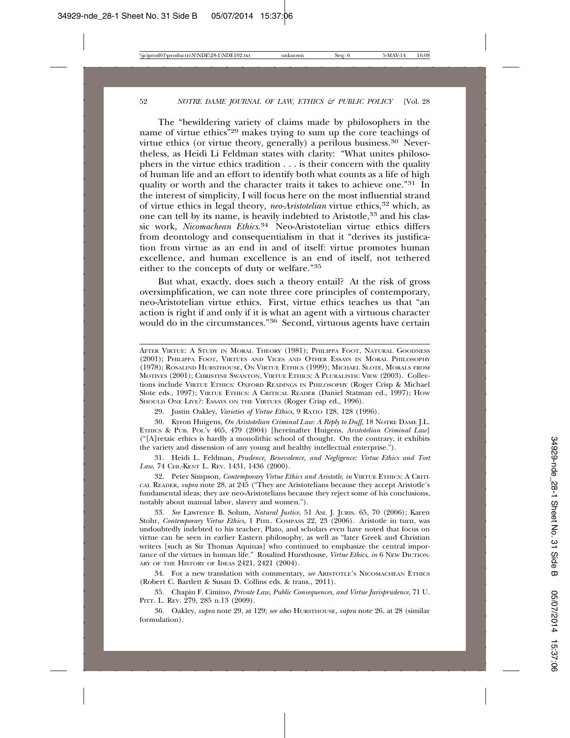The "bewildering variety of claims made by philosophers in the name of virtue ethics"[29] makes trying to sum up the core teachings of virtue ethics (or virtue theory, generally) a perilous business.[30] Nevertheless, as Heidi Li Feldman states with clarity: "What unites philosophers in the virtue ethics tradition . . . is their concern with the quality of human life and an effort to identify both what counts as a life of high quality or worth and the character traits it takes to achieve one."[31] In the interest of simplicity, I will focus here on the most influential strand of virtue ethics in legal theory, *neo-Aristotelian* virtue ethics,[32] which, as one can tell by its name, is heavily indebted to Aristotle,[33] and his classic work, *Nicomachean Ethics*.[34] Neo-Aristotelian virtue ethics differs from deontology and consequentialism in that it "derives its justification from virtue as an end in and of itself: virtue promotes human excellence, and human excellence is an end of itself, not tethered either to the concepts of duty or welfare."[35]

But what, exactly, does such a theory entail? At the risk of gross oversimplification, we can note three core principles of contemporary, neo-Aristotelian virtue ethics. First, virtue ethics teaches us that "an action is right if and only if it is what an agent with a virtuous character would do in the circumstances."[36] Second, virtuous agents have certain

---

AFTER VIRTUE: A STUDY IN MORAL THEORY (1981); PHILIPPA FOOT, NATURAL GOODNESS (2001); PHILIPPA FOOT, VIRTUES AND VICES AND OTHER ESSAYS IN MORAL PHILOSOPHY (1978); ROSALIND HURSTHOUSE, ON VIRTUE ETHICS (1999); MICHAEL SLOTE, MORALS FROM MOTIVES (2001); CHRISTINE SWANTON, VIRTUE ETHICS: A PLURALISTIC VIEW (2003). Collections include VIRTUE ETHICS: OXFORD READINGS IN PHILOSOPHY (Roger Crisp & Michael Slote eds., 1997); VIRTUE ETHICS: A CRITICAL READER (Daniel Statman ed., 1997); HOW SHOULD ONE LIVE?: ESSAYS ON THE VIRTUES (Roger Crisp ed., 1996).

29. Justin Oakley, *Varieties of Virtue Ethics*, 9 RATIO 128, 128 (1996).

30. Kyron Huigens, *On Aristotelian Criminal Law: A Reply to Duff*, 18 NOTRE DAME J.L. ETHICS & PUB. POL'Y 465, 479 (2004) [hereinafter Huigens, *Aristotelian Criminal Law*] ("[A]retaic ethics is hardly a monolithic school of thought. On the contrary, it exhibits the variety and dissension of any young and healthy intellectual enterprise.").

31. Heidi L. Feldman, *Prudence, Benevolence, and Negligence: Virtue Ethics and Tort Law*, 74 CHI.-KENT L. REV. 1431, 1436 (2000).

32. Peter Simpson, *Contemporary Virtue Ethics and Aristotle*, *in* VIRTUE ETHICS: A CRITICAL READER, *supra* note 28, at 245 ("They are Aristotelians because they accept Aristotle's fundamental ideas; they are neo-Aristotelians because they reject some of his conclusions, notably about manual labor, slavery and women.").

33. *See* Lawrence B. Solum, *Natural Justice*, 51 AM. J. JURIS. 65, 70 (2006); Karen Stohr, *Contemporary Virtue Ethics*, 1 PHIL. COMPASS 22, 23 (2006). Aristotle in turn, was undoubtedly indebted to his teacher, Plato, and scholars even have noted that focus on virtue can be seen in earlier Eastern philosophy, as well as "later Greek and Christian writers [such as Sir Thomas Aquinas] who continued to emphasize the central importance of the virtues in human life." Rosalind Hursthouse, *Virtue Ethics*, *in* 6 NEW DICTIONARY OF THE HISTORY OF IDEAS 2421, 2421 (2004).

34. For a new translation with commentary, *see* ARISTOTLE'S NICOMACHEAN ETHICS (Robert C. Bartlett & Susan D. Collins eds. & trans., 2011).

35. Chapin F. Cimino, *Private Law, Public Consequences, and Virtue Jurisprudence*, 71 U. PITT. L. REV. 279, 285 n.13 (2009).

36. Oakley, *supra* note 29, at 129; *see also* HURSTHOUSE, *supra* note 26, at 28 (similar formulation).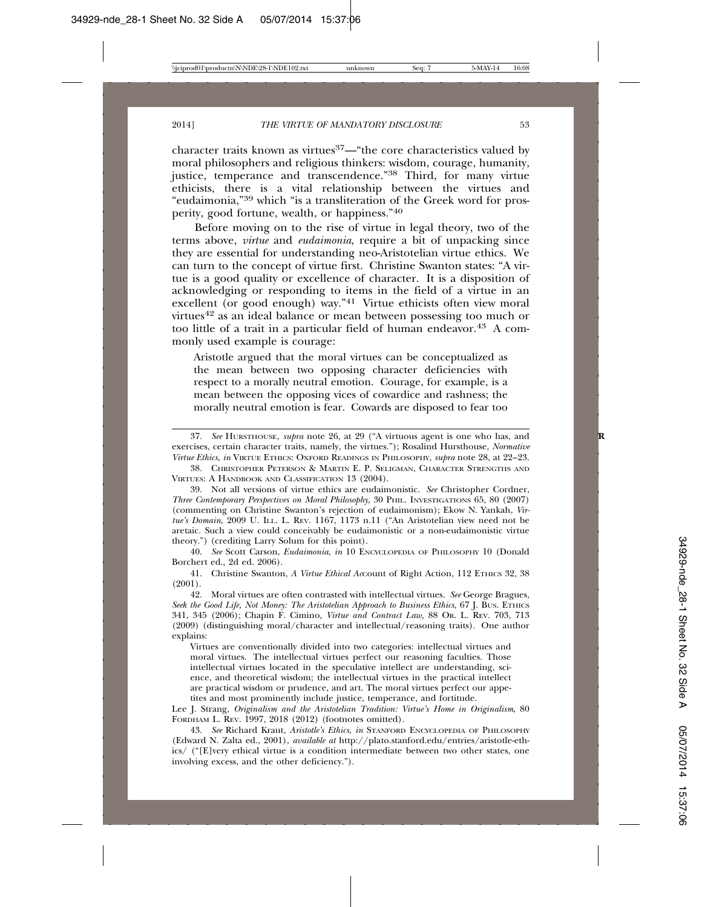character traits known as virtues[37]—"the core characteristics valued by moral philosophers and religious thinkers: wisdom, courage, humanity, justice, temperance and transcendence."[38] Third, for many virtue ethicists, there is a vital relationship between the virtues and "eudaimonia,"[39] which "is a transliteration of the Greek word for prosperity, good fortune, wealth, or happiness."[40]

Before moving on to the rise of virtue in legal theory, two of the terms above, *virtue* and *eudaimonia*, require a bit of unpacking since they are essential for understanding neo-Aristotelian virtue ethics. We can turn to the concept of virtue first. Christine Swanton states: "A virtue is a good quality or excellence of character. It is a disposition of acknowledging or responding to items in the field of a virtue in an excellent (or good enough) way."[41] Virtue ethicists often view moral virtues[42] as an ideal balance or mean between possessing too much or too little of a trait in a particular field of human endeavor.[43] A commonly used example is courage:

> Aristotle argued that the moral virtues can be conceptualized as the mean between two opposing character deficiencies with respect to a morally neutral emotion. Courage, for example, is a mean between the opposing vices of cowardice and rashness; the morally neutral emotion is fear. Cowards are disposed to fear too

---

37. *See* HURSTHOUSE, *supra* note 26, at 29 ("A virtuous agent is one who has, and exercises, certain character traits, namely, the virtues."); Rosalind Hursthouse, *Normative Virtue Ethics*, *in* VIRTUE ETHICS: OXFORD READINGS IN PHILOSOPHY, *supra* note 28, at 22–23.

38. CHRISTOPHER PETERSON & MARTIN E. P. SELIGMAN, CHARACTER STRENGTHS AND VIRTUES: A HANDBOOK AND CLASSIFICATION 13 (2004).

39. Not all versions of virtue ethics are eudaimonistic. *See* Christopher Cordner, *Three Contemporary Perspectives on Moral Philosophy*, 30 PHIL. INVESTIGATIONS 65, 80 (2007) (commenting on Christine Swanton's rejection of eudaimonism); Ekow N. Yankah, *Virtue's Domain*, 2009 U. ILL. L. REV. 1167, 1173 n.11 ("An Aristotelian view need not be aretaic. Such a view could conceivably be eudaimonistic or a non-eudaimonistic virtue theory.") (crediting Larry Solum for this point).

40. *See* Scott Carson, *Eudaimonia*, *in* 10 ENCYCLOPEDIA OF PHILOSOPHY 10 (Donald Borchert ed., 2d ed. 2006).

41. Christine Swanton, *A Virtue Ethical Account of Right Action*, 112 ETHICS 32, 38 (2001).

42. Moral virtues are often contrasted with intellectual virtues. *See* George Bragues, *Seek the Good Life, Not Money: The Aristotelian Approach to Business Ethics*, 67 J. BUS. ETHICS 341, 345 (2006); Chapin F. Cimino, *Virtue and Contract Law*, 88 OR. L. REV. 703, 713 (2009) (distinguishing moral/character and intellectual/reasoning traits). One author explains:

> Virtues are conventionally divided into two categories: intellectual virtues and moral virtues. The intellectual virtues perfect our reasoning faculties. Those intellectual virtues located in the speculative intellect are understanding, science, and theoretical wisdom; the intellectual virtues in the practical intellect are practical wisdom or prudence, and art. The moral virtues perfect our appetites and most prominently include justice, temperance, and fortitude.

Lee J. Strang, *Originalism and the Aristotelian Tradition: Virtue's Home in Originalism*, 80 FORDHAM L. REV. 1997, 2018 (2012) (footnotes omitted).

43. *See* Richard Kraut, *Aristotle's Ethics*, *in* STANFORD ENCYCLOPEDIA OF PHILOSOPHY (Edward N. Zalta ed., 2001), *available at* http://plato.stanford.edu/entries/aristotle-ethics/ ("[E]very ethical virtue is a condition intermediate between two other states, one involving excess, and the other deficiency.").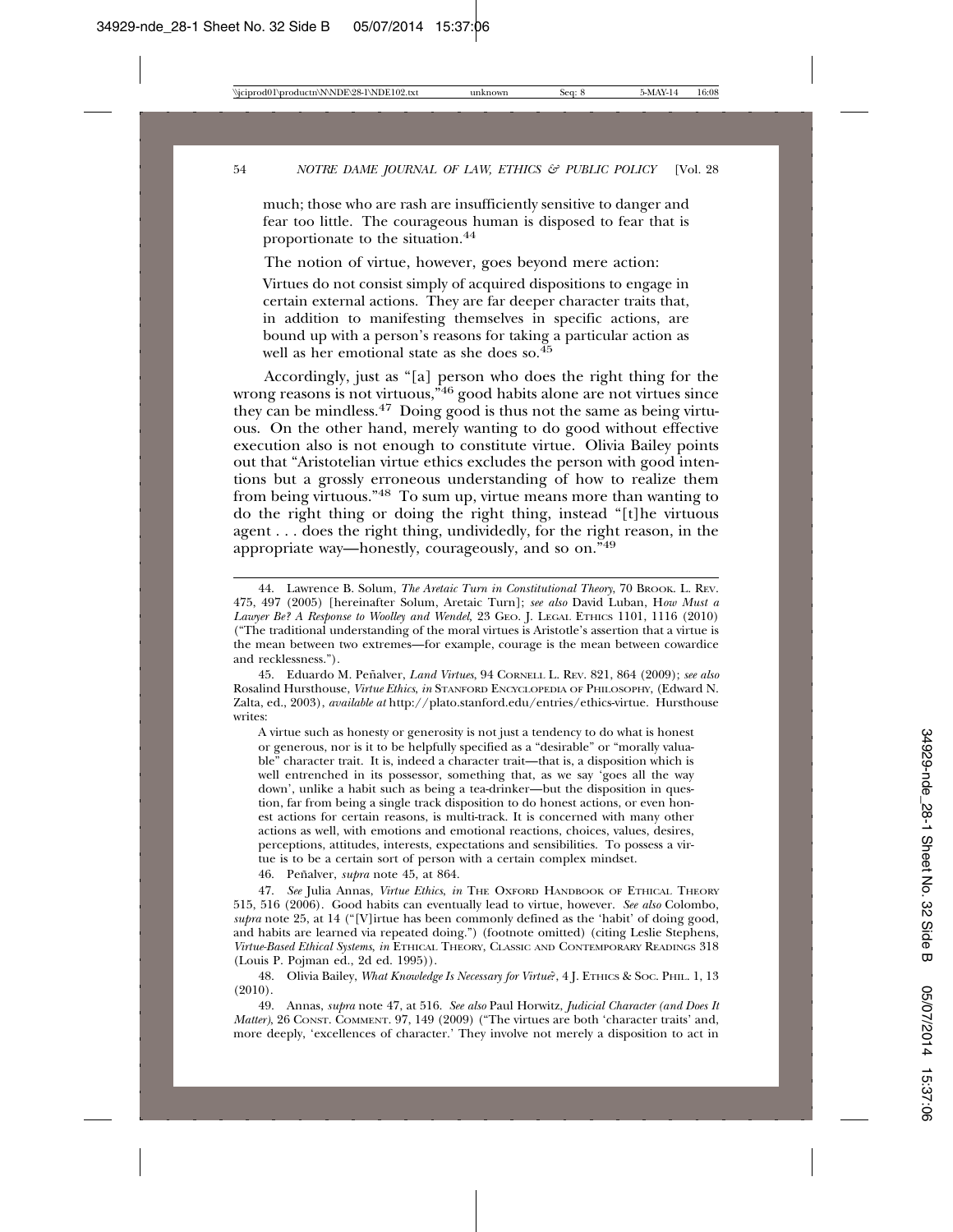much; those who are rash are insufficiently sensitive to danger and fear too little. The courageous human is disposed to fear that is proportionate to the situation.[44]

The notion of virtue, however, goes beyond mere action:

> Virtues do not consist simply of acquired dispositions to engage in certain external actions. They are far deeper character traits that, in addition to manifesting themselves in specific actions, are bound up with a person's reasons for taking a particular action as well as her emotional state as she does so.[45]

Accordingly, just as "[a] person who does the right thing for the wrong reasons is not virtuous,"[46] good habits alone are not virtues since they can be mindless.[47] Doing good is thus not the same as being virtuous. On the other hand, merely wanting to do good without effective execution also is not enough to constitute virtue. Olivia Bailey points out that "Aristotelian virtue ethics excludes the person with good intentions but a grossly erroneous understanding of how to realize them from being virtuous."[48] To sum up, virtue means more than wanting to do the right thing or doing the right thing, instead "[t]he virtuous agent . . . does the right thing, undividedly, for the right reason, in the appropriate way—honestly, courageously, and so on."[49]

---

44. Lawrence B. Solum, *The Aretaic Turn in Constitutional Theory*, 70 BROOK. L. REV. 475, 497 (2005) [hereinafter Solum, Aretaic Turn]; *see also* David Luban, *How Must a Lawyer Be? A Response to Woolley and Wendel*, 23 GEO. J. LEGAL ETHICS 1101, 1116 (2010) ("The traditional understanding of the moral virtues is Aristotle's assertion that a virtue is the mean between two extremes—for example, courage is the mean between cowardice and recklessness.").

45. Eduardo M. Peñalver, *Land Virtues*, 94 CORNELL L. REV. 821, 864 (2009); *see also* Rosalind Hursthouse, *Virtue Ethics*, *in* STANFORD ENCYCLOPEDIA OF PHILOSOPHY, (Edward N. Zalta, ed., 2003), *available at* http://plato.stanford.edu/entries/ethics-virtue. Hursthouse writes:

> A virtue such as honesty or generosity is not just a tendency to do what is honest or generous, nor is it to be helpfully specified as a "desirable" or "morally valuable" character trait. It is, indeed a character trait—that is, a disposition which is well entrenched in its possessor, something that, as we say 'goes all the way down', unlike a habit such as being a tea-drinker—but the disposition in question, far from being a single track disposition to do honest actions, or even honest actions for certain reasons, is multi-track. It is concerned with many other actions as well, with emotions and emotional reactions, choices, values, desires, perceptions, attitudes, interests, expectations and sensibilities. To possess a virtue is to be a certain sort of person with a certain complex mindset.

46. Peñalver, *supra* note 45, at 864.

47. *See* Julia Annas, *Virtue Ethics*, *in* THE OXFORD HANDBOOK OF ETHICAL THEORY 515, 516 (2006). Good habits can eventually lead to virtue, however. *See also* Colombo, *supra* note 25, at 14 ("[V]irtue has been commonly defined as the 'habit' of doing good, and habits are learned via repeated doing.") (footnote omitted) (citing Leslie Stephens, *Virtue-Based Ethical Systems*, *in* ETHICAL THEORY, CLASSIC AND CONTEMPORARY READINGS 318 (Louis P. Pojman ed., 2d ed. 1995)).

48. Olivia Bailey, *What Knowledge Is Necessary for Virtue?*, 4 J. ETHICS & SOC. PHIL. 1, 13 (2010).

49. Annas, *supra* note 47, at 516. *See also* Paul Horwitz, *Judicial Character (and Does It Matter)*, 26 CONST. COMMENT. 97, 149 (2009) ("The virtues are both 'character traits' and, more deeply, 'excellences of character.' They involve not merely a disposition to act in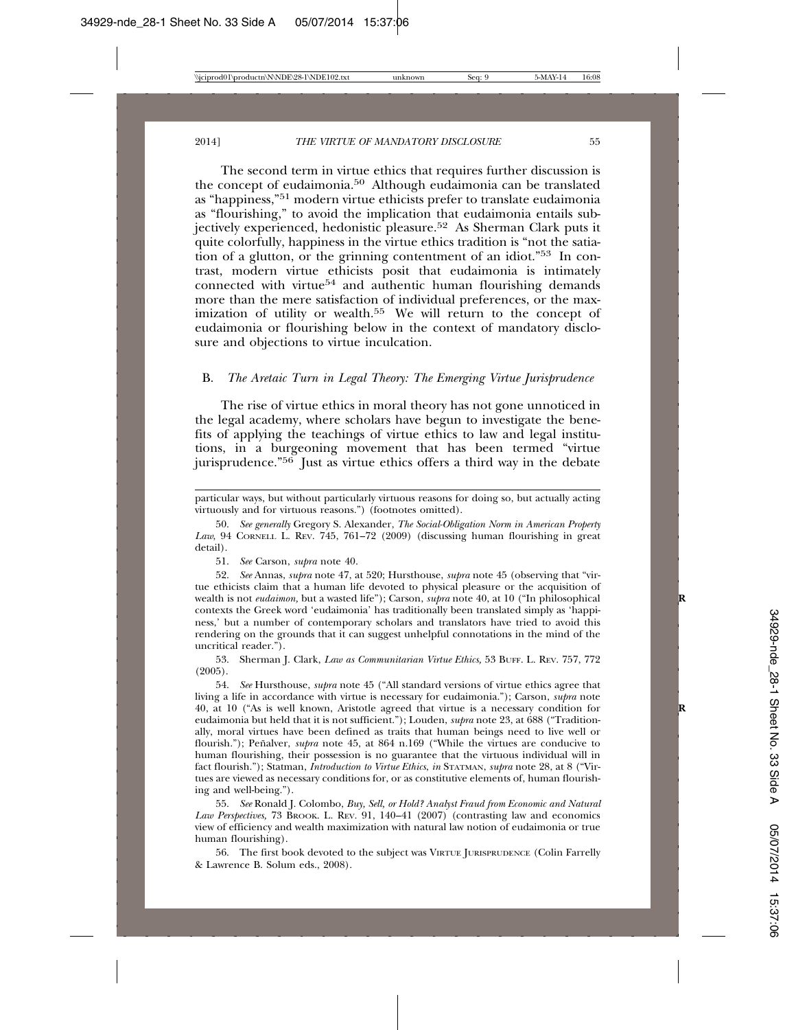The second term in virtue ethics that requires further discussion is the concept of eudaimonia.[50] Although eudaimonia can be translated as "happiness,"[51] modern virtue ethicists prefer to translate eudaimonia as "flourishing," to avoid the implication that eudaimonia entails subjectively experienced, hedonistic pleasure.[52] As Sherman Clark puts it quite colorfully, happiness in the virtue ethics tradition is "not the satiation of a glutton, or the grinning contentment of an idiot."[53] In contrast, modern virtue ethicists posit that eudaimonia is intimately connected with virtue[54] and authentic human flourishing demands more than the mere satisfaction of individual preferences, or the maximization of utility or wealth.[55] We will return to the concept of eudaimonia or flourishing below in the context of mandatory disclosure and objections to virtue inculcation.

### B. *The Aretaic Turn in Legal Theory: The Emerging Virtue Jurisprudence*

The rise of virtue ethics in moral theory has not gone unnoticed in the legal academy, where scholars have begun to investigate the benefits of applying the teachings of virtue ethics to law and legal institutions, in a burgeoning movement that has been termed "virtue jurisprudence."[56] Just as virtue ethics offers a third way in the debate

---

particular ways, but without particularly virtuous reasons for doing so, but actually acting virtuously and for virtuous reasons.") (footnotes omitted).

50. *See generally* Gregory S. Alexander, *The Social-Obligation Norm in American Property Law*, 94 CORNELL L. REV. 745, 761–72 (2009) (discussing human flourishing in great detail).

51. *See* Carson, *supra* note 40.

52. *See* Annas, *supra* note 47, at 520; Hursthouse, *supra* note 45 (observing that "virtue ethicists claim that a human life devoted to physical pleasure or the acquisition of wealth is not *eudaimon,* but a wasted life"); Carson, *supra* note 40, at 10 ("In philosophical contexts the Greek word 'eudaimonia' has traditionally been translated simply as 'happiness,' but a number of contemporary scholars and translators have tried to avoid this rendering on the grounds that it can suggest unhelpful connotations in the mind of the uncritical reader.").

53. Sherman J. Clark, *Law as Communitarian Virtue Ethics,* 53 BUFF. L. REV. 757, 772 (2005).

54. *See* Hursthouse, *supra* note 45 ("All standard versions of virtue ethics agree that living a life in accordance with virtue is necessary for eudaimonia."); Carson, *supra* note 40, at 10 ("As is well known, Aristotle agreed that virtue is a necessary condition for eudaimonia but held that it is not sufficient."); Louden, *supra* note 23, at 688 ("Traditionally, moral virtues have been defined as traits that human beings need to live well or flourish."); Peñalver, *supra* note 45, at 864 n.169 ("While the virtues are conducive to human flourishing, their possession is no guarantee that the virtuous individual will in fact flourish."); Statman, *Introduction to Virtue Ethics*, *in* STATMAN, *supra* note 28, at 8 ("Virtues are viewed as necessary conditions for, or as constitutive elements of, human flourishing and well-being.").

55. *See* Ronald J. Colombo, *Buy, Sell, or Hold? Analyst Fraud from Economic and Natural Law Perspectives,* 73 BROOK. L. REV. 91, 140–41 (2007) (contrasting law and economics view of efficiency and wealth maximization with natural law notion of eudaimonia or true human flourishing).

56. The first book devoted to the subject was VIRTUE JURISPRUDENCE (Colin Farrelly & Lawrence B. Solum eds., 2008).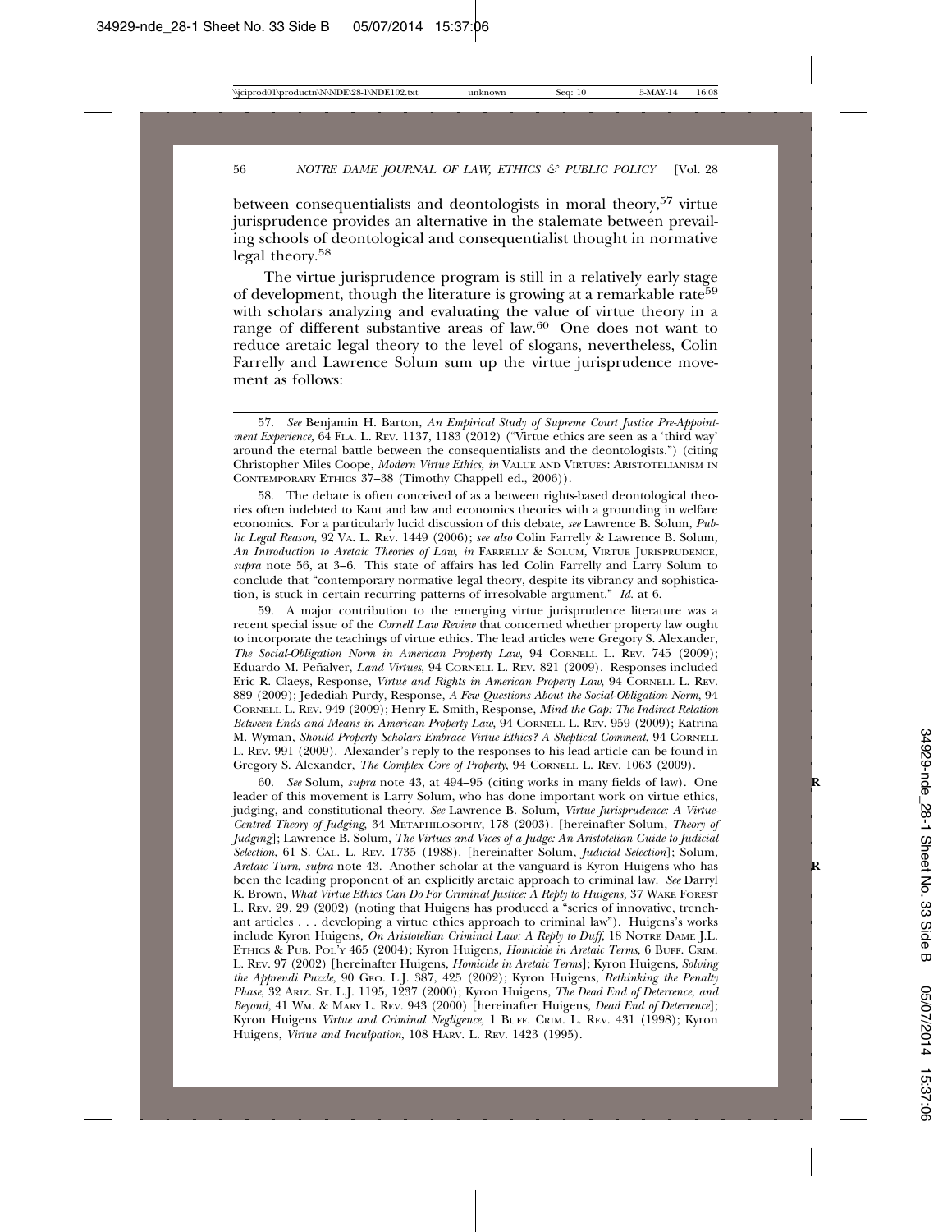between consequentialists and deontologists in moral theory,[57] virtue jurisprudence provides an alternative in the stalemate between prevailing schools of deontological and consequentialist thought in normative legal theory.[58]

The virtue jurisprudence program is still in a relatively early stage of development, though the literature is growing at a remarkable rate[59] with scholars analyzing and evaluating the value of virtue theory in a range of different substantive areas of law.[60] One does not want to reduce aretaic legal theory to the level of slogans, nevertheless, Colin Farrelly and Lawrence Solum sum up the virtue jurisprudence movement as follows:

---

57. *See* Benjamin H. Barton, *An Empirical Study of Supreme Court Justice Pre-Appointment Experience,* 64 FLA. L. REV. 1137, 1183 (2012) ("Virtue ethics are seen as a 'third way' around the eternal battle between the consequentialists and the deontologists.") (citing Christopher Miles Coope, *Modern Virtue Ethics, in* VALUE AND VIRTUES: ARISTOTELIANISM IN CONTEMPORARY ETHICS 37–38 (Timothy Chappell ed., 2006)).

58. The debate is often conceived of as a between rights-based deontological theories often indebted to Kant and law and economics theories with a grounding in welfare economics. For a particularly lucid discussion of this debate, *see* Lawrence B. Solum, *Public Legal Reason*, 92 VA. L. REV. 1449 (2006); *see also* Colin Farrelly & Lawrence B. Solum, *An Introduction to Aretaic Theories of Law, in* FARRELLY & SOLUM, VIRTUE JURISPRUDENCE, *supra* note 56, at 3–6. This state of affairs has led Colin Farrelly and Larry Solum to conclude that "contemporary normative legal theory, despite its vibrancy and sophistication, is stuck in certain recurring patterns of irresolvable argument." *Id.* at 6.

59. A major contribution to the emerging virtue jurisprudence literature was a recent special issue of the *Cornell Law Review* that concerned whether property law ought to incorporate the teachings of virtue ethics. The lead articles were Gregory S. Alexander, *The Social-Obligation Norm in American Property Law*, 94 CORNELL L. REV. 745 (2009); Eduardo M. Peñalver, *Land Virtues*, 94 CORNELL L. REV. 821 (2009). Responses included Eric R. Claeys, Response, *Virtue and Rights in American Property Law*, 94 CORNELL L. REV. 889 (2009); Jedediah Purdy, Response, *A Few Questions About the Social-Obligation Norm*, 94 CORNELL L. REV. 949 (2009); Henry E. Smith, Response, *Mind the Gap: The Indirect Relation Between Ends and Means in American Property Law*, 94 CORNELL L. REV. 959 (2009); Katrina M. Wyman, *Should Property Scholars Embrace Virtue Ethics? A Skeptical Comment*, 94 CORNELL L. REV. 991 (2009). Alexander's reply to the responses to his lead article can be found in Gregory S. Alexander, *The Complex Core of Property*, 94 CORNELL L. REV. 1063 (2009).

60. *See* Solum, *supra* note 43, at 494–95 (citing works in many fields of law). One leader of this movement is Larry Solum, who has done important work on virtue ethics, judging, and constitutional theory. *See* Lawrence B. Solum, *Virtue Jurisprudence: A Virtue-Centred Theory of Judging*, 34 METAPHILOSOPHY, 178 (2003). [hereinafter Solum, *Theory of Judging*]; Lawrence B. Solum, *The Virtues and Vices of a Judge: An Aristotelian Guide to Judicial Selection*, 61 S. CAL. L. REV. 1735 (1988). [hereinafter Solum, *Judicial Selection*]; Solum, *Aretaic Turn*, *supra* note 43. Another scholar at the vanguard is Kyron Huigens who has been the leading proponent of an explicitly aretaic approach to criminal law. *See* Darryl K. Brown, *What Virtue Ethics Can Do For Criminal Justice: A Reply to Huigens*, 37 WAKE FOREST L. REV. 29, 29 (2002) (noting that Huigens has produced a "series of innovative, trenchant articles . . . developing a virtue ethics approach to criminal law"). Huigens's works include Kyron Huigens, *On Aristotelian Criminal Law: A Reply to Duff*, 18 NOTRE DAME J.L. ETHICS & PUB. POL'Y 465 (2004); Kyron Huigens, *Homicide in Aretaic Terms*, 6 BUFF. CRIM. L. REV. 97 (2002) [hereinafter Huigens, *Homicide in Aretaic Terms*]; Kyron Huigens, *Solving the Apprendi Puzzle,* 90 GEO. L.J. 387, 425 (2002); Kyron Huigens, *Rethinking the Penalty Phase*, 32 ARIZ. ST. L.J. 1195, 1237 (2000); Kyron Huigens, *The Dead End of Deterrence, and Beyond*, 41 WM. & MARY L. REV. 943 (2000) [hereinafter Huigens, *Dead End of Deterrence*]; Kyron Huigens *Virtue and Criminal Negligence,* 1 BUFF. CRIM. L. REV. 431 (1998); Kyron Huigens, *Virtue and Inculpation*, 108 HARV. L. REV. 1423 (1995).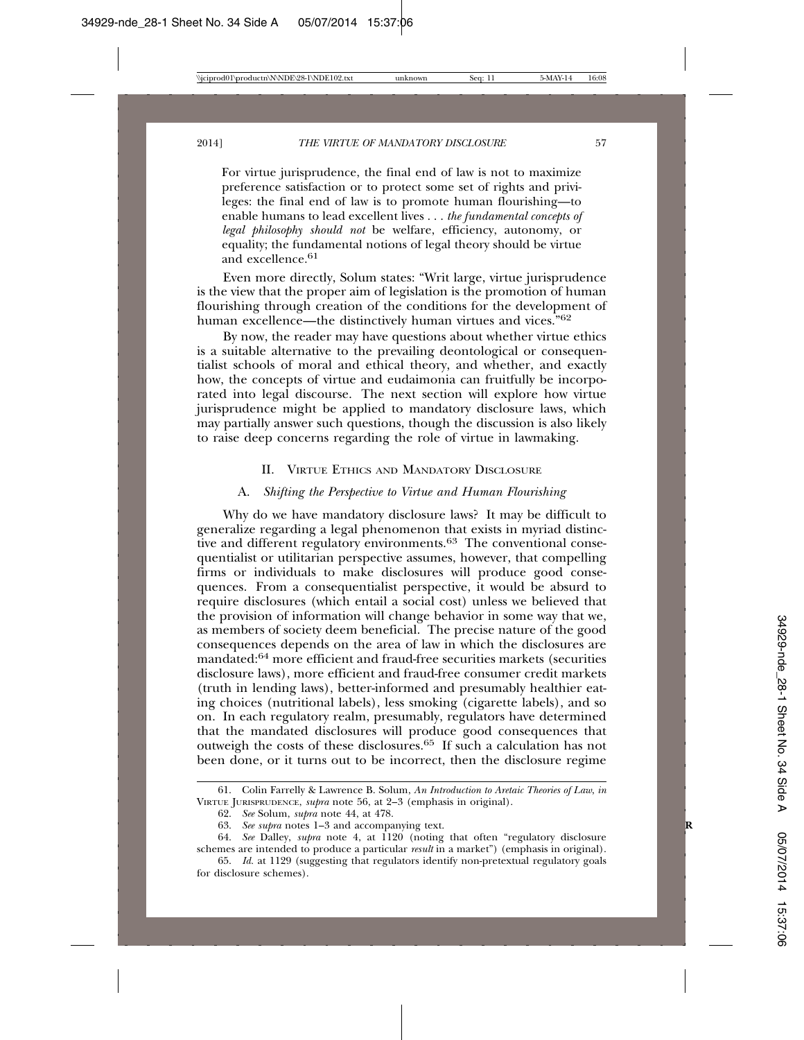For virtue jurisprudence, the final end of law is not to maximize preference satisfaction or to protect some set of rights and privileges: the final end of law is to promote human flourishing—to enable humans to lead excellent lives . . . *the fundamental concepts of legal philosophy should not* be welfare, efficiency, autonomy, or equality; the fundamental notions of legal theory should be virtue and excellence.[61]

Even more directly, Solum states: "Writ large, virtue jurisprudence is the view that the proper aim of legislation is the promotion of human flourishing through creation of the conditions for the development of human excellence—the distinctively human virtues and vices."[62]

By now, the reader may have questions about whether virtue ethics is a suitable alternative to the prevailing deontological or consequentialist schools of moral and ethical theory, and whether, and exactly how, the concepts of virtue and eudaimonia can fruitfully be incorporated into legal discourse. The next section will explore how virtue jurisprudence might be applied to mandatory disclosure laws, which may partially answer such questions, though the discussion is also likely to raise deep concerns regarding the role of virtue in lawmaking.

## II. Virtue Ethics and Mandatory Disclosure

### A. *Shifting the Perspective to Virtue and Human Flourishing*

Why do we have mandatory disclosure laws? It may be difficult to generalize regarding a legal phenomenon that exists in myriad distinctive and different regulatory environments.[63] The conventional consequentialist or utilitarian perspective assumes, however, that compelling firms or individuals to make disclosures will produce good consequences. From a consequentialist perspective, it would be absurd to require disclosures (which entail a social cost) unless we believed that the provision of information will change behavior in some way that we, as members of society deem beneficial. The precise nature of the good consequences depends on the area of law in which the disclosures are mandated:[64] more efficient and fraud-free securities markets (securities disclosure laws), more efficient and fraud-free consumer credit markets (truth in lending laws), better-informed and presumably healthier eating choices (nutritional labels), less smoking (cigarette labels), and so on. In each regulatory realm, presumably, regulators have determined that the mandated disclosures will produce good consequences that outweigh the costs of these disclosures.[65] If such a calculation has not been done, or it turns out to be incorrect, then the disclosure regime

---

61. Colin Farrelly & Lawrence B. Solum, *An Introduction to Aretaic Theories of Law*, *in* Virtue Jurisprudence, *supra* note 56, at 2–3 (emphasis in original).

62. *See* Solum, *supra* note 44, at 478.

63. *See supra* notes 1–3 and accompanying text.

64. *See* Dalley, *supra* note 4, at 1120 (noting that often "regulatory disclosure schemes are intended to produce a particular *result* in a market") (emphasis in original).

65. *Id.* at 1129 (suggesting that regulators identify non-pretextual regulatory goals for disclosure schemes).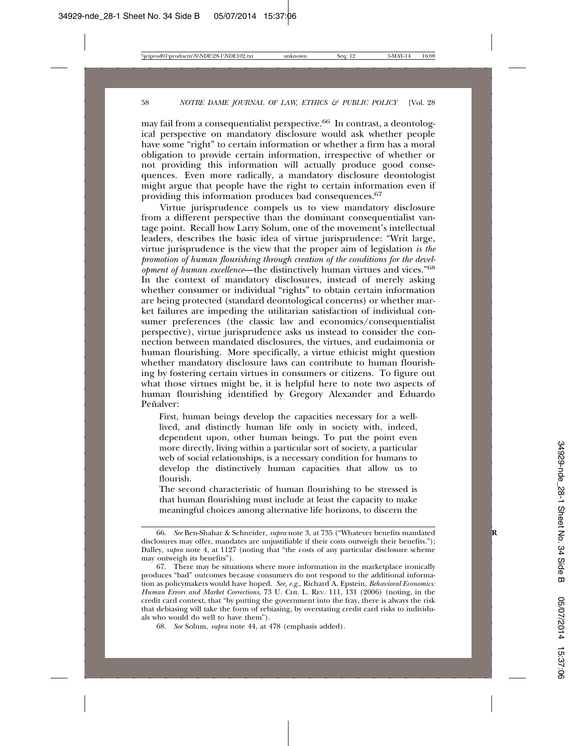may fail from a consequentialist perspective.[66] In contrast, a deontological perspective on mandatory disclosure would ask whether people have some "right" to certain information or whether a firm has a moral obligation to provide certain information, irrespective of whether or not providing this information will actually produce good consequences. Even more radically, a mandatory disclosure deontologist might argue that people have the right to certain information even if providing this information produces bad consequences.[67]

Virtue jurisprudence compels us to view mandatory disclosure from a different perspective than the dominant consequentialist vantage point. Recall how Larry Solum, one of the movement's intellectual leaders, describes the basic idea of virtue jurisprudence: "Writ large, virtue jurisprudence is the view that the proper aim of legislation *is the promotion of human flourishing through creation of the conditions for the development of human excellence*—the distinctively human virtues and vices."[68] In the context of mandatory disclosures, instead of merely asking whether consumer or individual "rights" to obtain certain information are being protected (standard deontological concerns) or whether market failures are impeding the utilitarian satisfaction of individual consumer preferences (the classic law and economics/consequentialist perspective), virtue jurisprudence asks us instead to consider the connection between mandated disclosures, the virtues, and eudaimonia or human flourishing. More specifically, a virtue ethicist might question whether mandatory disclosure laws can contribute to human flourishing by fostering certain virtues in consumers or citizens. To figure out what those virtues might be, it is helpful here to note two aspects of human flourishing identified by Gregory Alexander and Eduardo Peñalver:

> First, human beings develop the capacities necessary for a well-lived, and distinctly human life only in society with, indeed, dependent upon, other human beings. To put the point even more directly, living within a particular sort of society, a particular web of social relationships, is a necessary condition for humans to develop the distinctively human capacities that allow us to flourish.
>
> The second characteristic of human flourishing to be stressed is that human flourishing must include at least the capacity to make meaningful choices among alternative life horizons, to discern the

---

66. *See* Ben-Shahar & Schneider, *supra* note 3, at 735 ("Whatever benefits mandated disclosures may offer, mandates are unjustifiable if their costs outweigh their benefits."); Dalley, *supra* note 4, at 1127 (noting that "the costs of any particular disclosure scheme may outweigh its benefits").

67. There may be situations where more information in the marketplace ironically produces "bad" outcomes because consumers do not respond to the additional information as policymakers would have hoped. *See, e.g.*, Richard A. Epstein, *Behavioral Economics: Human Errors and Market Corrections*, 73 U. CHI. L. REV. 111, 131 (2006) (noting, in the credit card context, that "by putting the government into the fray, there is always the risk that debiasing will take the form of rebiasing, by overstating credit card risks to individuals who would do well to have them").

68. *See* Solum, *supra* note 44, at 478 (emphasis added).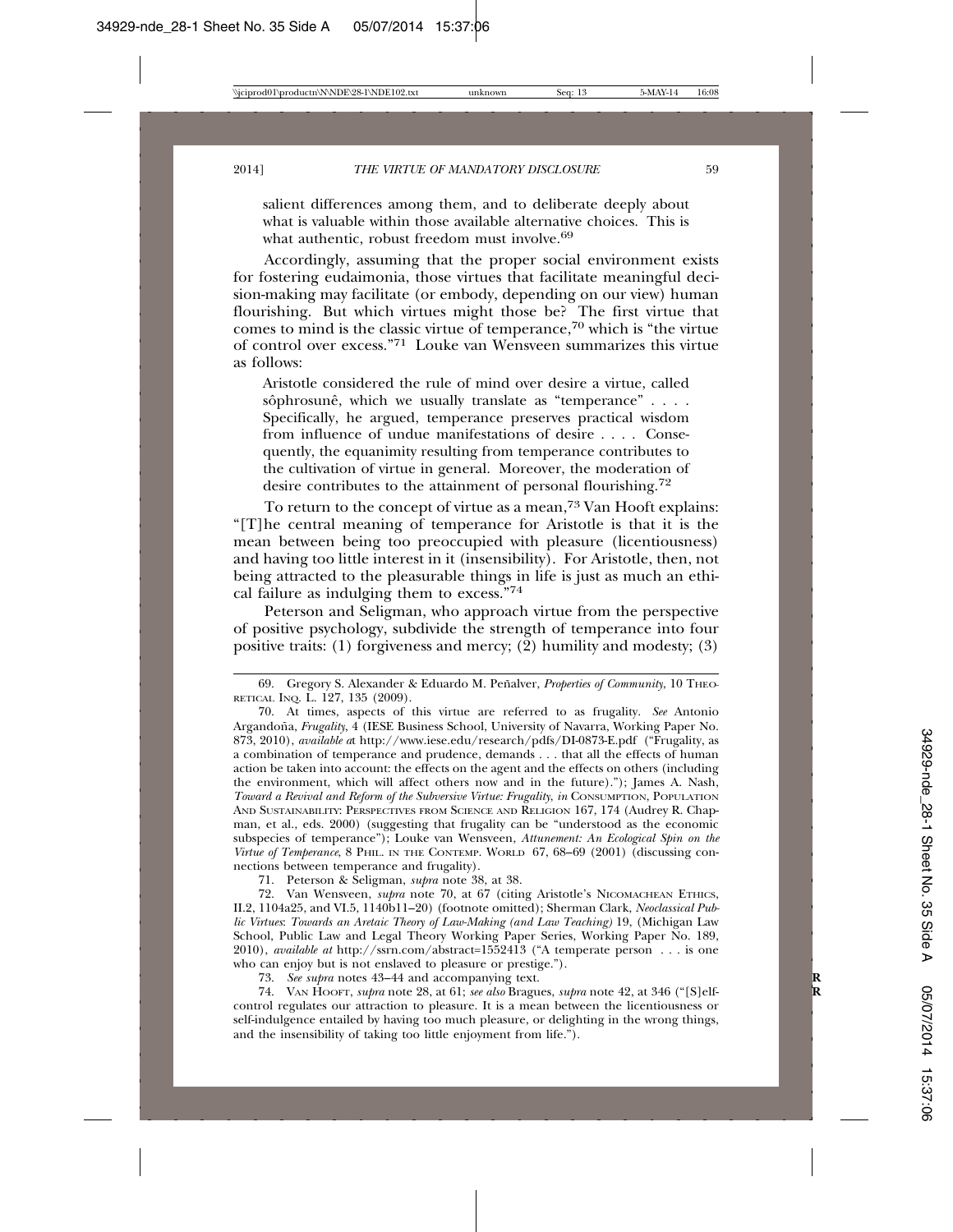salient differences among them, and to deliberate deeply about what is valuable within those available alternative choices. This is what authentic, robust freedom must involve.[69]

Accordingly, assuming that the proper social environment exists for fostering eudaimonia, those virtues that facilitate meaningful decision-making may facilitate (or embody, depending on our view) human flourishing. But which virtues might those be? The first virtue that comes to mind is the classic virtue of temperance,[70] which is "the virtue of control over excess."[71] Louke van Wensveen summarizes this virtue as follows:

> Aristotle considered the rule of mind over desire a virtue, called sôphrosunê, which we usually translate as "temperance" . . . . Specifically, he argued, temperance preserves practical wisdom from influence of undue manifestations of desire . . . . Consequently, the equanimity resulting from temperance contributes to the cultivation of virtue in general. Moreover, the moderation of desire contributes to the attainment of personal flourishing.[72]

To return to the concept of virtue as a mean,[73] Van Hooft explains: "[T]he central meaning of temperance for Aristotle is that it is the mean between being too preoccupied with pleasure (licentiousness) and having too little interest in it (insensibility). For Aristotle, then, not being attracted to the pleasurable things in life is just as much an ethical failure as indulging them to excess."[74]

Peterson and Seligman, who approach virtue from the perspective of positive psychology, subdivide the strength of temperance into four positive traits: (1) forgiveness and mercy; (2) humility and modesty; (3)

---

69. Gregory S. Alexander & Eduardo M. Peñalver, *Properties of Community*, 10 THEORETICAL INQ. L. 127, 135 (2009).

70. At times, aspects of this virtue are referred to as frugality. *See* Antonio Argandoña, *Frugality*, 4 (IESE Business School, University of Navarra, Working Paper No. 873, 2010), *available at* http://www.iese.edu/research/pdfs/DI-0873-E.pdf ("Frugality, as a combination of temperance and prudence, demands . . . that all the effects of human action be taken into account: the effects on the agent and the effects on others (including the environment, which will affect others now and in the future)."); James A. Nash, *Toward a Revival and Reform of the Subversive Virtue: Frugality*, *in* CONSUMPTION, POPULATION AND SUSTAINABILITY: PERSPECTIVES FROM SCIENCE AND RELIGION 167, 174 (Audrey R. Chapman, et al., eds. 2000) (suggesting that frugality can be "understood as the economic subspecies of temperance"); Louke van Wensveen, *Attunement: An Ecological Spin on the Virtue of Temperance*, 8 PHIL. IN THE CONTEMP. WORLD 67, 68–69 (2001) (discussing connections between temperance and frugality).

71. Peterson & Seligman, *supra* note 38, at 38.

72. Van Wensveen, *supra* note 70, at 67 (citing Aristotle's NICOMACHEAN ETHICS, II.2, 1104a25, and VI.5, 1140b11–20) (footnote omitted); Sherman Clark, *Neoclassical Public Virtues*: *Towards an Aretaic Theory of Law-Making (and Law Teaching)* 19, (Michigan Law School, Public Law and Legal Theory Working Paper Series, Working Paper No. 189, 2010), *available at* http://ssrn.com/abstract=1552413 ("A temperate person . . . is one who can enjoy but is not enslaved to pleasure or prestige.").

73. *See supra* notes 43–44 and accompanying text.

74. VAN HOOFT, *supra* note 28, at 61; *see also* Bragues, *supra* note 42, at 346 ("[S]elf-control regulates our attraction to pleasure. It is a mean between the licentiousness or self-indulgence entailed by having too much pleasure, or delighting in the wrong things, and the insensibility of taking too little enjoyment from life.").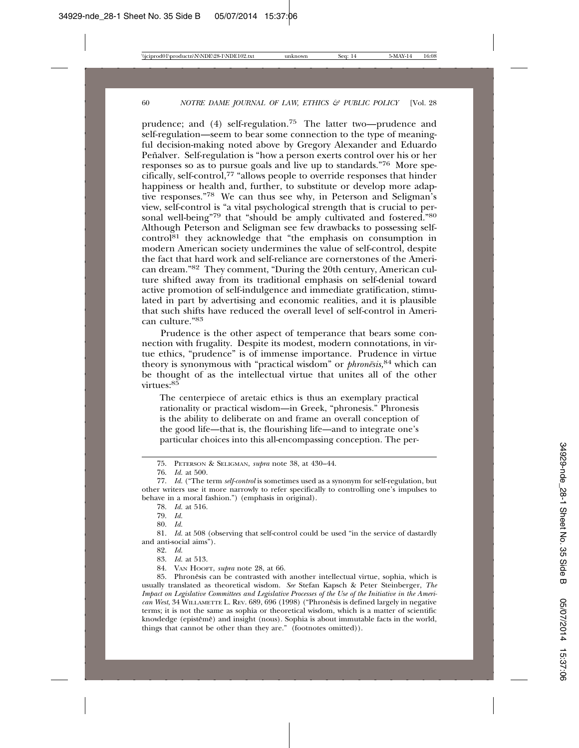prudence; and (4) self-regulation.[75] The latter two—prudence and self-regulation—seem to bear some connection to the type of meaningful decision-making noted above by Gregory Alexander and Eduardo Peñalver. Self-regulation is "how a person exerts control over his or her responses so as to pursue goals and live up to standards."[76] More specifically, self-control,[77] "allows people to override responses that hinder happiness or health and, further, to substitute or develop more adaptive responses."[78] We can thus see why, in Peterson and Seligman's view, self-control is "a vital psychological strength that is crucial to personal well-being"[79] that "should be amply cultivated and fostered."[80] Although Peterson and Seligman see few drawbacks to possessing self-control[81] they acknowledge that "the emphasis on consumption in modern American society undermines the value of self-control, despite the fact that hard work and self-reliance are cornerstones of the American dream."[82] They comment, "During the 20th century, American culture shifted away from its traditional emphasis on self-denial toward active promotion of self-indulgence and immediate gratification, stimulated in part by advertising and economic realities, and it is plausible that such shifts have reduced the overall level of self-control in American culture."[83]

Prudence is the other aspect of temperance that bears some connection with frugality. Despite its modest, modern connotations, in virtue ethics, "prudence" is of immense importance. Prudence in virtue theory is synonymous with "practical wisdom" or *phronësis*,[84] which can be thought of as the intellectual virtue that unites all of the other virtues:[85]

> The centerpiece of aretaic ethics is thus an exemplary practical rationality or practical wisdom—in Greek, "phronesis." Phronesis is the ability to deliberate on and frame an overall conception of the good life—that is, the flourishing life—and to integrate one's particular choices into this all-encompassing conception. The per-

---

75. PETERSON & SELIGMAN, *supra* note 38, at 430–44.

76. *Id.* at 500.

77. *Id.* ("The term *self-control* is sometimes used as a synonym for self-regulation, but other writers use it more narrowly to refer specifically to controlling one's impulses to behave in a moral fashion.") (emphasis in original).

78. *Id.* at 516.

79. *Id.*

80. *Id.*

81. *Id.* at 508 (observing that self-control could be used "in the service of dastardly and anti-social aims").

82. *Id.*

83. *Id.* at 513.

84. VAN HOOFT, *supra* note 28, at 66.

85. Phronêsis can be contrasted with another intellectual virtue, sophia, which is usually translated as theoretical wisdom. *See* Stefan Kapsch & Peter Steinberger, *The Impact on Legislative Committees and Legislative Processes of the Use of the Initiative in the American West*, 34 WILLAMETTE L. REV. 689, 696 (1998) ("Phronêsis is defined largely in negative terms; it is not the same as sophia or theoretical wisdom, which is a matter of scientific knowledge (epistêmê) and insight (nous). Sophia is about immutable facts in the world, things that cannot be other than they are." (footnotes omitted)).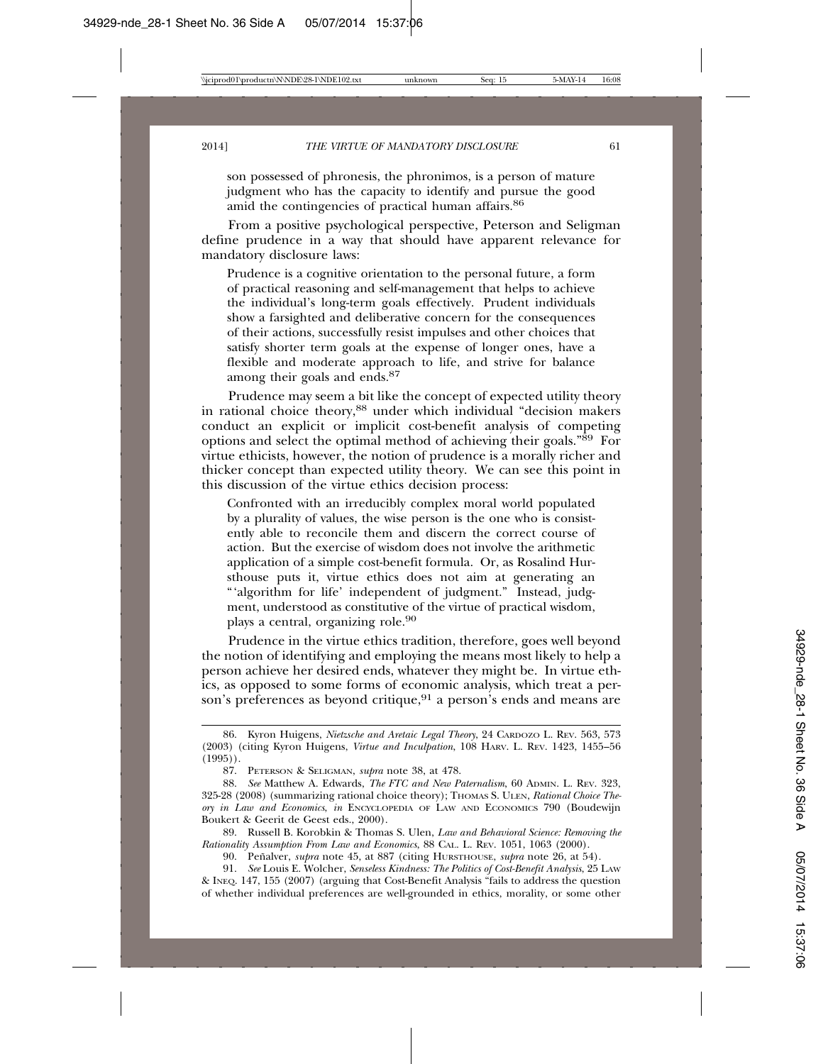son possessed of phronesis, the phronimos, is a person of mature judgment who has the capacity to identify and pursue the good amid the contingencies of practical human affairs.[86]

From a positive psychological perspective, Peterson and Seligman define prudence in a way that should have apparent relevance for mandatory disclosure laws:

> Prudence is a cognitive orientation to the personal future, a form of practical reasoning and self-management that helps to achieve the individual's long-term goals effectively. Prudent individuals show a farsighted and deliberative concern for the consequences of their actions, successfully resist impulses and other choices that satisfy shorter term goals at the expense of longer ones, have a flexible and moderate approach to life, and strive for balance among their goals and ends.[87]

Prudence may seem a bit like the concept of expected utility theory in rational choice theory,[88] under which individual "decision makers conduct an explicit or implicit cost-benefit analysis of competing options and select the optimal method of achieving their goals."[89] For virtue ethicists, however, the notion of prudence is a morally richer and thicker concept than expected utility theory. We can see this point in this discussion of the virtue ethics decision process:

> Confronted with an irreducibly complex moral world populated by a plurality of values, the wise person is the one who is consistently able to reconcile them and discern the correct course of action. But the exercise of wisdom does not involve the arithmetic application of a simple cost-benefit formula. Or, as Rosalind Hursthouse puts it, virtue ethics does not aim at generating an "'algorithm for life' independent of judgment." Instead, judgment, understood as constitutive of the virtue of practical wisdom, plays a central, organizing role.[90]

Prudence in the virtue ethics tradition, therefore, goes well beyond the notion of identifying and employing the means most likely to help a person achieve her desired ends, whatever they might be. In virtue ethics, as opposed to some forms of economic analysis, which treat a person's preferences as beyond critique,[91] a person's ends and means are

---

86. Kyron Huigens, *Nietzsche and Aretaic Legal Theory*, 24 CARDOZO L. REV. 563, 573 (2003) (citing Kyron Huigens, *Virtue and Inculpation*, 108 HARV. L. REV. 1423, 1455–56 (1995)).

87. PETERSON & SELIGMAN, *supra* note 38, at 478.

88. *See* Matthew A. Edwards, *The FTC and New Paternalism*, 60 ADMIN. L. REV. 323, 325-28 (2008) (summarizing rational choice theory); THOMAS S. ULEN, *Rational Choice Theory in Law and Economics*, *in* ENCYCLOPEDIA OF LAW AND ECONOMICS 790 (Boudewijn Boukert & Geerit de Geest eds., 2000).

89. Russell B. Korobkin & Thomas S. Ulen, *Law and Behavioral Science: Removing the Rationality Assumption From Law and Economics*, 88 CAL. L. REV. 1051, 1063 (2000).

90. Peñalver, *supra* note 45, at 887 (citing HURSTHOUSE, *supra* note 26, at 54).

91. *See* Louis E. Wolcher, *Senseless Kindness: The Politics of Cost-Benefit Analysis*, 25 LAW & INEQ. 147, 155 (2007) (arguing that Cost-Benefit Analysis "fails to address the question of whether individual preferences are well-grounded in ethics, morality, or some other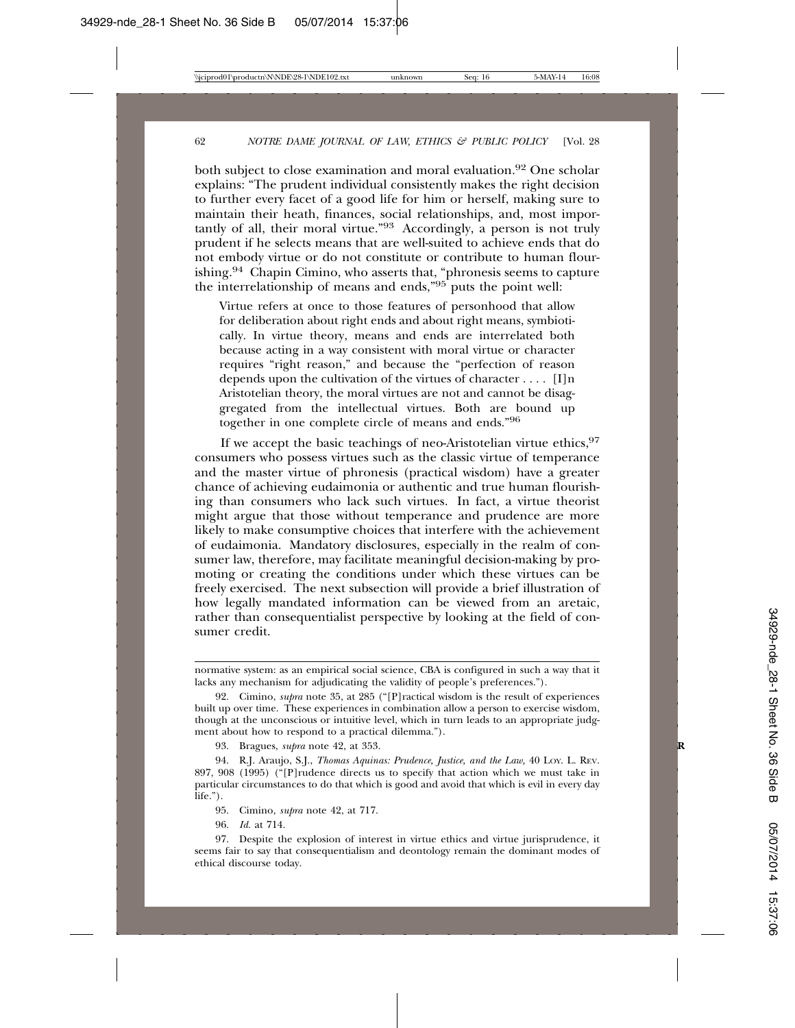both subject to close examination and moral evaluation.[92] One scholar explains: "The prudent individual consistently makes the right decision to further every facet of a good life for him or herself, making sure to maintain their heath, finances, social relationships, and, most importantly of all, their moral virtue."[93] Accordingly, a person is not truly prudent if he selects means that are well-suited to achieve ends that do not embody virtue or do not constitute or contribute to human flourishing.[94] Chapin Cimino, who asserts that, "phronesis seems to capture the interrelationship of means and ends,"[95] puts the point well:

> Virtue refers at once to those features of personhood that allow for deliberation about right ends and about right means, symbiotically. In virtue theory, means and ends are interrelated both because acting in a way consistent with moral virtue or character requires "right reason," and because the "perfection of reason depends upon the cultivation of the virtues of character . . . . [I]n Aristotelian theory, the moral virtues are not and cannot be disaggregated from the intellectual virtues. Both are bound up together in one complete circle of means and ends."[96]

If we accept the basic teachings of neo-Aristotelian virtue ethics,[97] consumers who possess virtues such as the classic virtue of temperance and the master virtue of phronesis (practical wisdom) have a greater chance of achieving eudaimonia or authentic and true human flourishing than consumers who lack such virtues. In fact, a virtue theorist might argue that those without temperance and prudence are more likely to make consumptive choices that interfere with the achievement of eudaimonia. Mandatory disclosures, especially in the realm of consumer law, therefore, may facilitate meaningful decision-making by promoting or creating the conditions under which these virtues can be freely exercised. The next subsection will provide a brief illustration of how legally mandated information can be viewed from an aretaic, rather than consequentialist perspective by looking at the field of consumer credit.

---

normative system: as an empirical social science, CBA is configured in such a way that it lacks any mechanism for adjudicating the validity of people's preferences.").

92. Cimino, *supra* note 35, at 285 ("[P]ractical wisdom is the result of experiences built up over time. These experiences in combination allow a person to exercise wisdom, though at the unconscious or intuitive level, which in turn leads to an appropriate judgment about how to respond to a practical dilemma.").

93. Bragues, *supra* note 42, at 353.

94. R.J. Araujo, S.J., *Thomas Aquinas: Prudence, Justice, and the Law,* 40 LOY. L. REV. 897, 908 (1995) ("[P]rudence directs us to specify that action which we must take in particular circumstances to do that which is good and avoid that which is evil in every day life.").

95. Cimino, *supra* note 42, at 717.

96. *Id.* at 714.

97. Despite the explosion of interest in virtue ethics and virtue jurisprudence, it seems fair to say that consequentialism and deontology remain the dominant modes of ethical discourse today.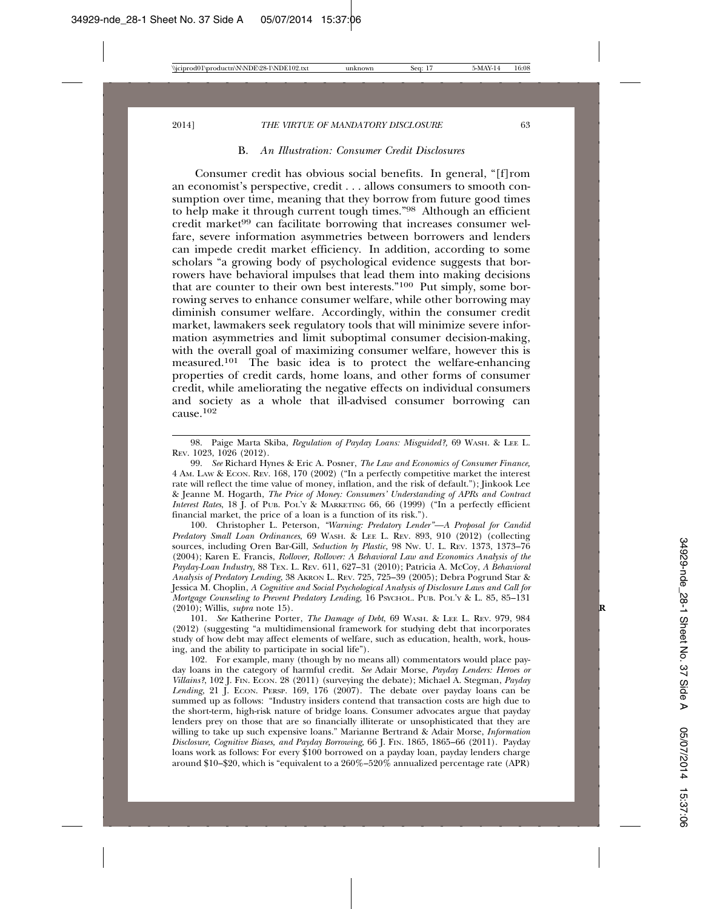### B. *An Illustration: Consumer Credit Disclosures*

Consumer credit has obvious social benefits. In general, "[f]rom an economist's perspective, credit . . . allows consumers to smooth consumption over time, meaning that they borrow from future good times to help make it through current tough times."[98] Although an efficient credit market[99] can facilitate borrowing that increases consumer welfare, severe information asymmetries between borrowers and lenders can impede credit market efficiency. In addition, according to some scholars "a growing body of psychological evidence suggests that borrowers have behavioral impulses that lead them into making decisions that are counter to their own best interests."[100] Put simply, some borrowing serves to enhance consumer welfare, while other borrowing may diminish consumer welfare. Accordingly, within the consumer credit market, lawmakers seek regulatory tools that will minimize severe information asymmetries and limit suboptimal consumer decision-making, with the overall goal of maximizing consumer welfare, however this is measured.[101] The basic idea is to protect the welfare-enhancing properties of credit cards, home loans, and other forms of consumer credit, while ameliorating the negative effects on individual consumers and society as a whole that ill-advised consumer borrowing can cause.[102]

---

98. Paige Marta Skiba, *Regulation of Payday Loans: Misguided?*, 69 WASH. & LEE L. REV. 1023, 1026 (2012).

99. *See* Richard Hynes & Eric A. Posner, *The Law and Economics of Consumer Finance*, 4 AM. LAW & ECON. REV. 168, 170 (2002) ("In a perfectly competitive market the interest rate will reflect the time value of money, inflation, and the risk of default."); Jinkook Lee & Jeanne M. Hogarth, *The Price of Money: Consumers' Understanding of APRs and Contract Interest Rates*, 18 J. of PUB. POL'Y & MARKETING 66, 66 (1999) ("In a perfectly efficient financial market, the price of a loan is a function of its risk.").

100. Christopher L. Peterson, *"Warning: Predatory Lender"—A Proposal for Candid Predatory Small Loan Ordinances*, 69 WASH. & LEE L. REV. 893, 910 (2012) (collecting sources, including Oren Bar-Gill, *Seduction by Plastic*, 98 NW. U. L. REV. 1373, 1373–76 (2004); Karen E. Francis, *Rollover, Rollover: A Behavioral Law and Economics Analysis of the Payday-Loan Industry*, 88 TEX. L. REV. 611, 627–31 (2010); Patricia A. McCoy, *A Behavioral Analysis of Predatory Lending*, 38 AKRON L. REV. 725, 725–39 (2005); Debra Pogrund Star & Jessica M. Choplin, *A Cognitive and Social Psychological Analysis of Disclosure Laws and Call for Mortgage Counseling to Prevent Predatory Lending*, 16 PSYCHOL. PUB. POL'Y & L. 85, 85–131 (2010); Willis, *supra* note 15).

101. *See* Katherine Porter, *The Damage of Debt*, 69 WASH. & LEE L. REV. 979, 984 (2012) (suggesting "a multidimensional framework for studying debt that incorporates study of how debt may affect elements of welfare, such as education, health, work, housing, and the ability to participate in social life").

102. For example, many (though by no means all) commentators would place payday loans in the category of harmful credit. *See* Adair Morse, *Payday Lenders: Heroes or Villains?*, 102 J. FIN. ECON. 28 (2011) (surveying the debate); Michael A. Stegman, *Payday Lending*, 21 J. ECON. PERSP. 169, 176 (2007). The debate over payday loans can be summed up as follows: "Industry insiders contend that transaction costs are high due to the short-term, high-risk nature of bridge loans. Consumer advocates argue that payday lenders prey on those that are so financially illiterate or unsophisticated that they are willing to take up such expensive loans." Marianne Bertrand & Adair Morse, *Information Disclosure, Cognitive Biases, and Payday Borrowing*, 66 J. FIN. 1865, 1865–66 (2011). Payday loans work as follows: For every $100 borrowed on a payday loan, payday lenders charge around $10–$20, which is "equivalent to a 260%–520% annualized percentage rate (APR)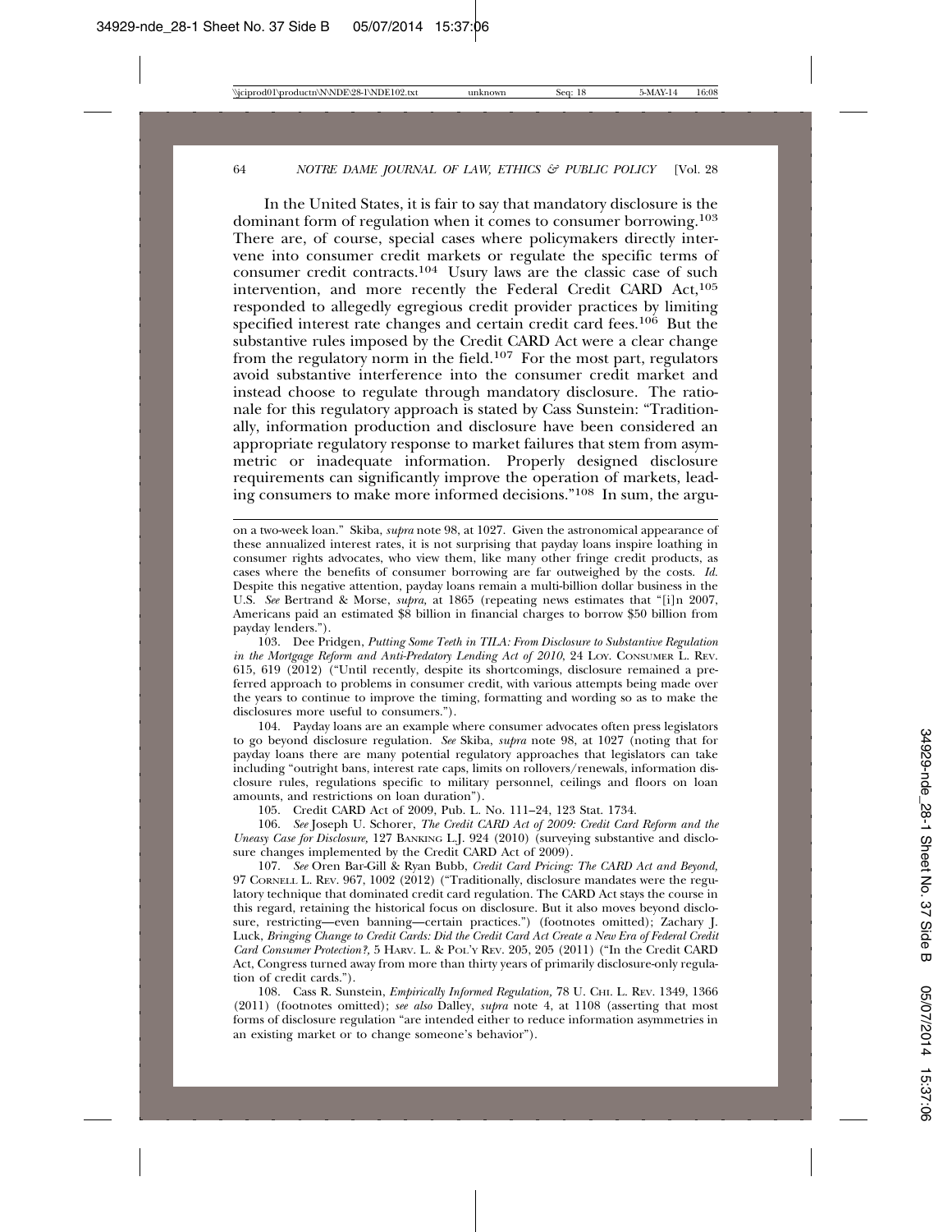In the United States, it is fair to say that mandatory disclosure is the dominant form of regulation when it comes to consumer borrowing.[103] There are, of course, special cases where policymakers directly intervene into consumer credit markets or regulate the specific terms of consumer credit contracts.[104] Usury laws are the classic case of such intervention, and more recently the Federal Credit CARD Act,[105] responded to allegedly egregious credit provider practices by limiting specified interest rate changes and certain credit card fees.[106] But the substantive rules imposed by the Credit CARD Act were a clear change from the regulatory norm in the field.[107] For the most part, regulators avoid substantive interference into the consumer credit market and instead choose to regulate through mandatory disclosure. The rationale for this regulatory approach is stated by Cass Sunstein: "Traditionally, information production and disclosure have been considered an appropriate regulatory response to market failures that stem from asymmetric or inadequate information. Properly designed disclosure requirements can significantly improve the operation of markets, leading consumers to make more informed decisions."[108] In sum, the argu-

---

on a two-week loan." Skiba, *supra* note 98, at 1027. Given the astronomical appearance of these annualized interest rates, it is not surprising that payday loans inspire loathing in consumer rights advocates, who view them, like many other fringe credit products, as cases where the benefits of consumer borrowing are far outweighed by the costs. *Id.* Despite this negative attention, payday loans remain a multi-billion dollar business in the U.S. *See* Bertrand & Morse, *supra*, at 1865 (repeating news estimates that "[i]n 2007, Americans paid an estimated $8 billion in financial charges to borrow $50 billion from payday lenders.").

103. Dee Pridgen, *Putting Some Teeth in TILA: From Disclosure to Substantive Regulation in the Mortgage Reform and Anti-Predatory Lending Act of 2010*, 24 LOY. CONSUMER L. REV. 615, 619 (2012) ("Until recently, despite its shortcomings, disclosure remained a preferred approach to problems in consumer credit, with various attempts being made over the years to continue to improve the timing, formatting and wording so as to make the disclosures more useful to consumers.").

104. Payday loans are an example where consumer advocates often press legislators to go beyond disclosure regulation. *See* Skiba, *supra* note 98, at 1027 (noting that for payday loans there are many potential regulatory approaches that legislators can take including "outright bans, interest rate caps, limits on rollovers/renewals, information disclosure rules, regulations specific to military personnel, ceilings and floors on loan amounts, and restrictions on loan duration").

105. Credit CARD Act of 2009, Pub. L. No. 111–24, 123 Stat. 1734.

106. *See* Joseph U. Schorer, *The Credit CARD Act of 2009: Credit Card Reform and the Uneasy Case for Disclosure,* 127 BANKING L.J. 924 (2010) (surveying substantive and disclosure changes implemented by the Credit CARD Act of 2009).

107. *See* Oren Bar-Gill & Ryan Bubb, *Credit Card Pricing: The CARD Act and Beyond,* 97 CORNELL L. REV. 967, 1002 (2012) ("Traditionally, disclosure mandates were the regulatory technique that dominated credit card regulation. The CARD Act stays the course in this regard, retaining the historical focus on disclosure. But it also moves beyond disclosure, restricting—even banning—certain practices.") (footnotes omitted); Zachary J. Luck, *Bringing Change to Credit Cards: Did the Credit Card Act Create a New Era of Federal Credit Card Consumer Protection?*, 5 HARV. L. & POL'Y REV. 205, 205 (2011) ("In the Credit CARD Act, Congress turned away from more than thirty years of primarily disclosure-only regulation of credit cards.").

108. Cass R. Sunstein, *Empirically Informed Regulation,* 78 U. CHI. L. REV. 1349, 1366 (2011) (footnotes omitted); *see also* Dalley, *supra* note 4, at 1108 (asserting that most forms of disclosure regulation "are intended either to reduce information asymmetries in an existing market or to change someone's behavior").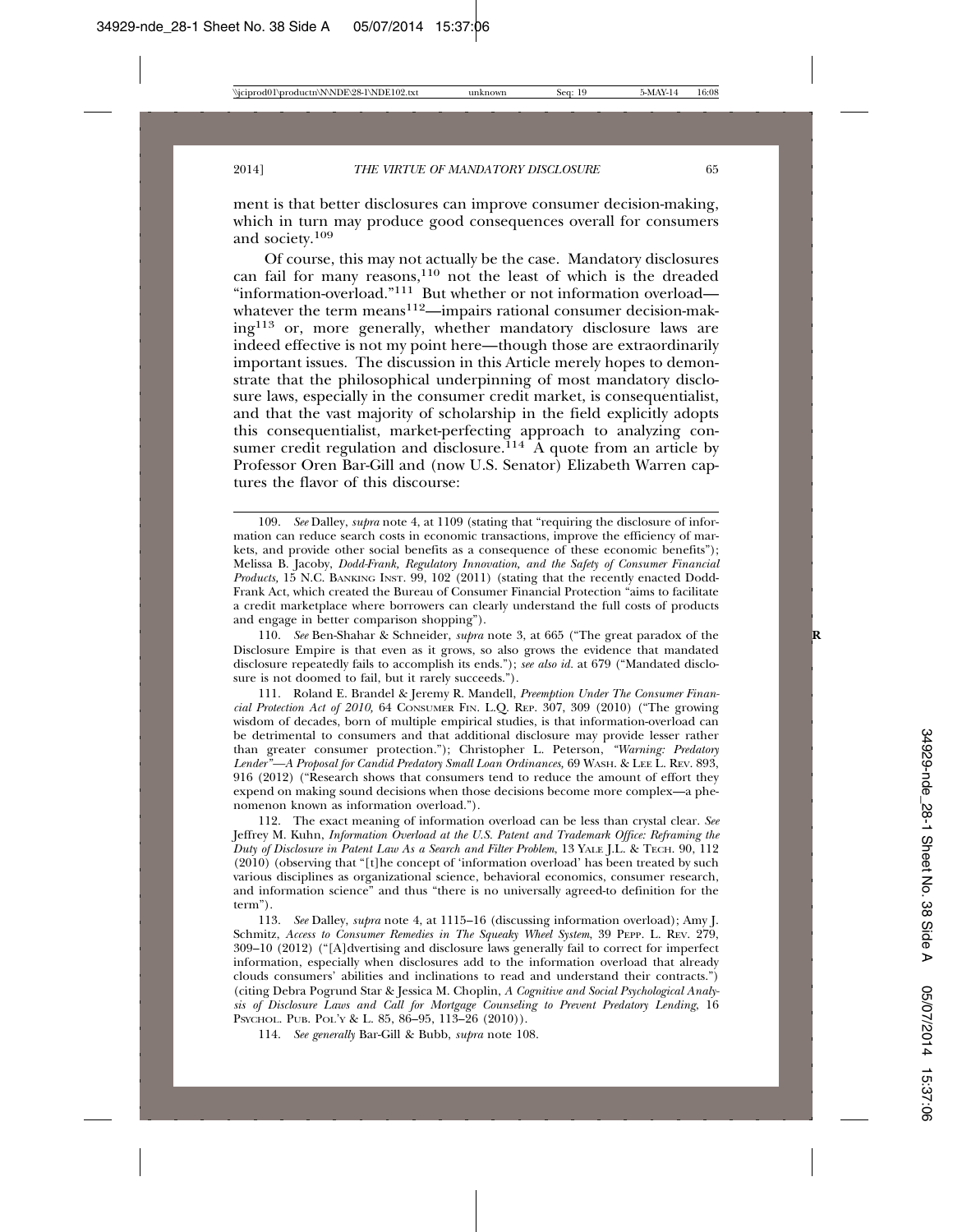ment is that better disclosures can improve consumer decision-making, which in turn may produce good consequences overall for consumers and society.[109]

Of course, this may not actually be the case. Mandatory disclosures can fail for many reasons,[110] not the least of which is the dreaded "information-overload."[111] But whether or not information overload—whatever the term means[112]—impairs rational consumer decision-making[113] or, more generally, whether mandatory disclosure laws are indeed effective is not my point here—though those are extraordinarily important issues. The discussion in this Article merely hopes to demonstrate that the philosophical underpinning of most mandatory disclosure laws, especially in the consumer credit market, is consequentialist, and that the vast majority of scholarship in the field explicitly adopts this consequentialist, market-perfecting approach to analyzing consumer credit regulation and disclosure.[114] A quote from an article by Professor Oren Bar-Gill and (now U.S. Senator) Elizabeth Warren captures the flavor of this discourse:

---

109. *See* Dalley, *supra* note 4, at 1109 (stating that "requiring the disclosure of information can reduce search costs in economic transactions, improve the efficiency of markets, and provide other social benefits as a consequence of these economic benefits"); Melissa B. Jacoby, *Dodd-Frank, Regulatory Innovation, and the Safety of Consumer Financial Products,* 15 N.C. BANKING INST. 99, 102 (2011) (stating that the recently enacted Dodd-Frank Act, which created the Bureau of Consumer Financial Protection "aims to facilitate a credit marketplace where borrowers can clearly understand the full costs of products and engage in better comparison shopping").

110. *See* Ben-Shahar & Schneider, *supra* note 3, at 665 ("The great paradox of the Disclosure Empire is that even as it grows, so also grows the evidence that mandated disclosure repeatedly fails to accomplish its ends."); *see also id.* at 679 ("Mandated disclosure is not doomed to fail, but it rarely succeeds.").

111. Roland E. Brandel & Jeremy R. Mandell, *Preemption Under The Consumer Financial Protection Act of 2010,* 64 CONSUMER FIN. L.Q. REP. 307, 309 (2010) ("The growing wisdom of decades, born of multiple empirical studies, is that information-overload can be detrimental to consumers and that additional disclosure may provide lesser rather than greater consumer protection."); Christopher L. Peterson, *"Warning: Predatory Lender"—A Proposal for Candid Predatory Small Loan Ordinances,* 69 WASH. & LEE L. REV. 893, 916 (2012) ("Research shows that consumers tend to reduce the amount of effort they expend on making sound decisions when those decisions become more complex—a phenomenon known as information overload.").

112. The exact meaning of information overload can be less than crystal clear. *See* Jeffrey M. Kuhn, *Information Overload at the U.S. Patent and Trademark Office: Reframing the Duty of Disclosure in Patent Law As a Search and Filter Problem,* 13 YALE J.L. & TECH. 90, 112 (2010) (observing that "[t]he concept of 'information overload' has been treated by such various disciplines as organizational science, behavioral economics, consumer research, and information science" and thus "there is no universally agreed-to definition for the term").

113. *See* Dalley, *supra* note 4, at 1115–16 (discussing information overload); Amy J. Schmitz, *Access to Consumer Remedies in The Squeaky Wheel System,* 39 PEPP. L. REV. 279, 309–10 (2012) ("[A]dvertising and disclosure laws generally fail to correct for imperfect information, especially when disclosures add to the information overload that already clouds consumers' abilities and inclinations to read and understand their contracts.") (citing Debra Pogrund Star & Jessica M. Choplin, *A Cognitive and Social Psychological Analysis of Disclosure Laws and Call for Mortgage Counseling to Prevent Predatory Lending,* 16 PSYCHOL. PUB. POL'Y & L. 85, 86–95, 113–26 (2010)).

114. *See generally* Bar-Gill & Bubb, *supra* note 108.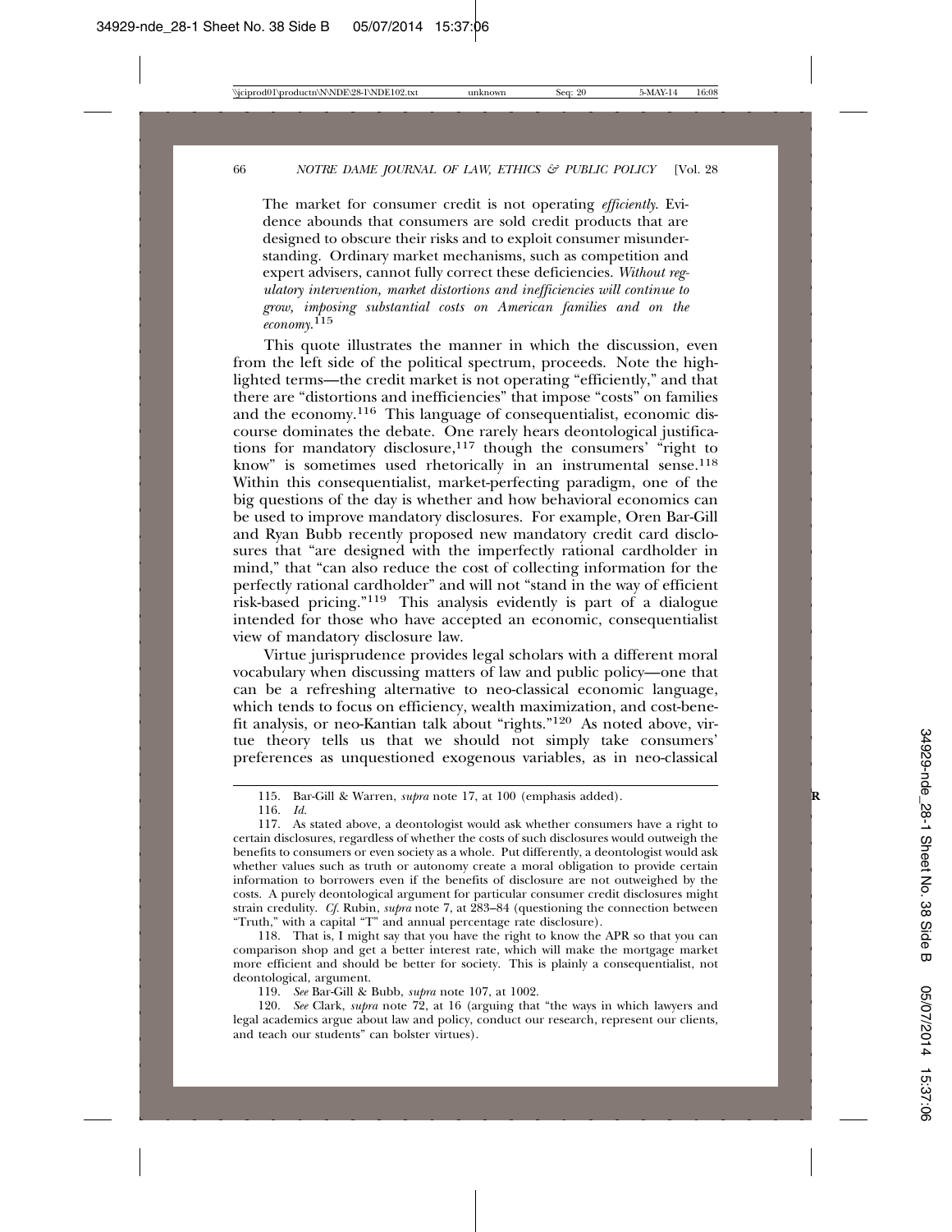> The market for consumer credit is not operating *efficiently*. Evidence abounds that consumers are sold credit products that are designed to obscure their risks and to exploit consumer misunderstanding. Ordinary market mechanisms, such as competition and expert advisers, cannot fully correct these deficiencies. *Without regulatory intervention, market distortions and inefficiencies will continue to grow, imposing substantial costs on American families and on the economy*.[115]

This quote illustrates the manner in which the discussion, even from the left side of the political spectrum, proceeds. Note the highlighted terms—the credit market is not operating "efficiently," and that there are "distortions and inefficiencies" that impose "costs" on families and the economy.[116] This language of consequentialist, economic discourse dominates the debate. One rarely hears deontological justifications for mandatory disclosure,[117] though the consumers' "right to know" is sometimes used rhetorically in an instrumental sense.[118] Within this consequentialist, market-perfecting paradigm, one of the big questions of the day is whether and how behavioral economics can be used to improve mandatory disclosures. For example, Oren Bar-Gill and Ryan Bubb recently proposed new mandatory credit card disclosures that "are designed with the imperfectly rational cardholder in mind," that "can also reduce the cost of collecting information for the perfectly rational cardholder" and will not "stand in the way of efficient risk-based pricing."[119] This analysis evidently is part of a dialogue intended for those who have accepted an economic, consequentialist view of mandatory disclosure law.

Virtue jurisprudence provides legal scholars with a different moral vocabulary when discussing matters of law and public policy—one that can be a refreshing alternative to neo-classical economic language, which tends to focus on efficiency, wealth maximization, and cost-benefit analysis, or neo-Kantian talk about "rights."[120] As noted above, virtue theory tells us that we should not simply take consumers' preferences as unquestioned exogenous variables, as in neo-classical

---

115. Bar-Gill & Warren, *supra* note 17, at 100 (emphasis added).

116. *Id.*

117. As stated above, a deontologist would ask whether consumers have a right to certain disclosures, regardless of whether the costs of such disclosures would outweigh the benefits to consumers or even society as a whole. Put differently, a deontologist would ask whether values such as truth or autonomy create a moral obligation to provide certain information to borrowers even if the benefits of disclosure are not outweighed by the costs. A purely deontological argument for particular consumer credit disclosures might strain credulity. *Cf.* Rubin, *supra* note 7, at 283–84 (questioning the connection between "Truth," with a capital "T" and annual percentage rate disclosure).

118. That is, I might say that you have the right to know the APR so that you can comparison shop and get a better interest rate, which will make the mortgage market more efficient and should be better for society. This is plainly a consequentialist, not deontological, argument.

119. *See* Bar-Gill & Bubb, *supra* note 107, at 1002.

120. *See* Clark, *supra* note 72, at 16 (arguing that "the ways in which lawyers and legal academics argue about law and policy, conduct our research, represent our clients, and teach our students" can bolster virtues).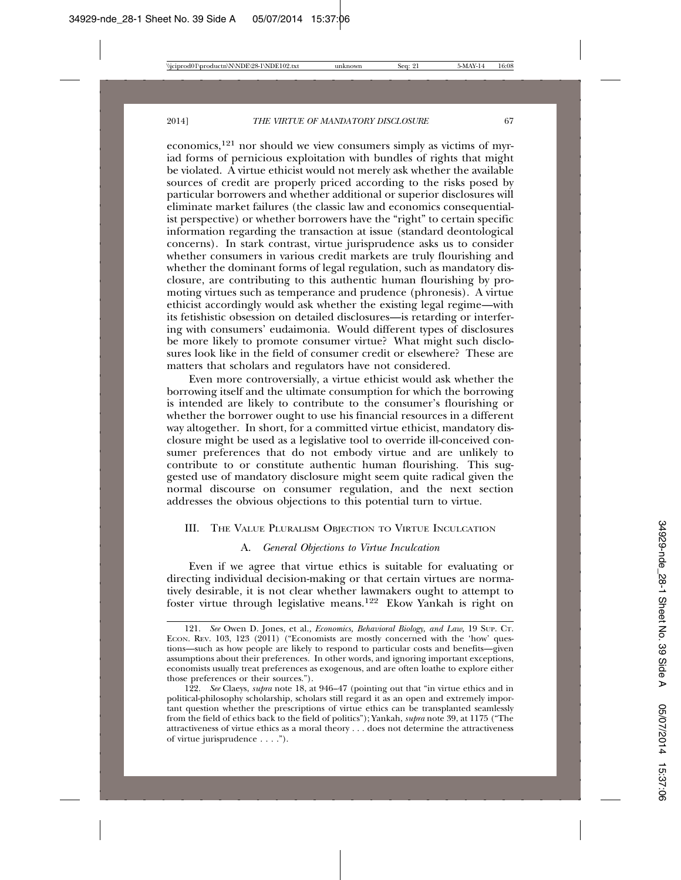economics,[121] nor should we view consumers simply as victims of myriad forms of pernicious exploitation with bundles of rights that might be violated. A virtue ethicist would not merely ask whether the available sources of credit are properly priced according to the risks posed by particular borrowers and whether additional or superior disclosures will eliminate market failures (the classic law and economics consequentialist perspective) or whether borrowers have the "right" to certain specific information regarding the transaction at issue (standard deontological concerns). In stark contrast, virtue jurisprudence asks us to consider whether consumers in various credit markets are truly flourishing and whether the dominant forms of legal regulation, such as mandatory disclosure, are contributing to this authentic human flourishing by promoting virtues such as temperance and prudence (phronesis). A virtue ethicist accordingly would ask whether the existing legal regime—with its fetishistic obsession on detailed disclosures—is retarding or interfering with consumers' eudaimonia. Would different types of disclosures be more likely to promote consumer virtue? What might such disclosures look like in the field of consumer credit or elsewhere? These are matters that scholars and regulators have not considered.

Even more controversially, a virtue ethicist would ask whether the borrowing itself and the ultimate consumption for which the borrowing is intended are likely to contribute to the consumer's flourishing or whether the borrower ought to use his financial resources in a different way altogether. In short, for a committed virtue ethicist, mandatory disclosure might be used as a legislative tool to override ill-conceived consumer preferences that do not embody virtue and are unlikely to contribute to or constitute authentic human flourishing. This suggested use of mandatory disclosure might seem quite radical given the normal discourse on consumer regulation, and the next section addresses the obvious objections to this potential turn to virtue.

## III. The Value Pluralism Objection to Virtue Inculcation

### A. *General Objections to Virtue Inculcation*

Even if we agree that virtue ethics is suitable for evaluating or directing individual decision-making or that certain virtues are normatively desirable, it is not clear whether lawmakers ought to attempt to foster virtue through legislative means.[122] Ekow Yankah is right on

---

121. *See* Owen D. Jones, et al., *Economics, Behavioral Biology, and Law,* 19 Sup. Ct. Econ. Rev. 103, 123 (2011) ("Economists are mostly concerned with the 'how' questions—such as how people are likely to respond to particular costs and benefits—given assumptions about their preferences. In other words, and ignoring important exceptions, economists usually treat preferences as exogenous, and are often loathe to explore either those preferences or their sources.").

122. *See* Claeys, *supra* note 18, at 946–47 (pointing out that "in virtue ethics and in political-philosophy scholarship, scholars still regard it as an open and extremely important question whether the prescriptions of virtue ethics can be transplanted seamlessly from the field of ethics back to the field of politics"); Yankah, *supra* note 39, at 1175 ("The attractiveness of virtue ethics as a moral theory . . . does not determine the attractiveness of virtue jurisprudence . . . .").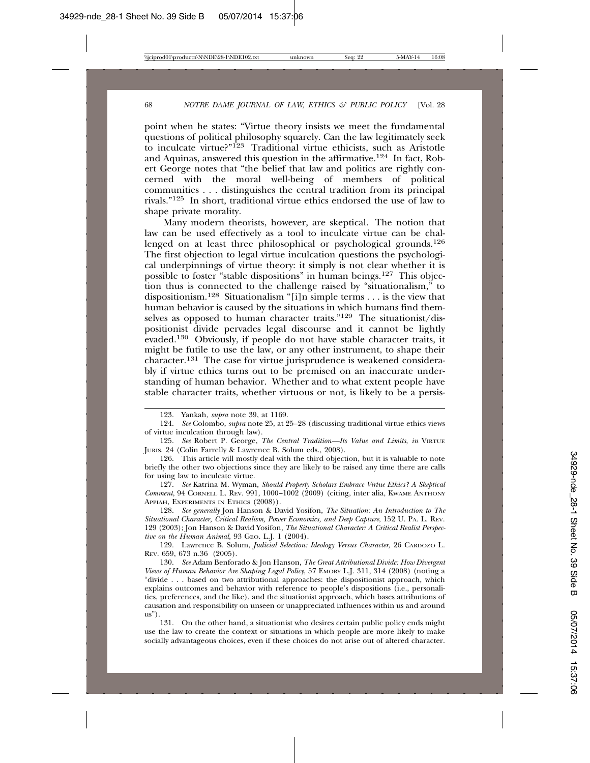point when he states: "Virtue theory insists we meet the fundamental questions of political philosophy squarely. Can the law legitimately seek to inculcate virtue?"[123] Traditional virtue ethicists, such as Aristotle and Aquinas, answered this question in the affirmative.[124] In fact, Robert George notes that "the belief that law and politics are rightly concerned with the moral well-being of members of political communities . . . distinguishes the central tradition from its principal rivals."[125] In short, traditional virtue ethics endorsed the use of law to shape private morality.

Many modern theorists, however, are skeptical. The notion that law can be used effectively as a tool to inculcate virtue can be challenged on at least three philosophical or psychological grounds.[126] The first objection to legal virtue inculcation questions the psychological underpinnings of virtue theory: it simply is not clear whether it is possible to foster "stable dispositions" in human beings.[127] This objection thus is connected to the challenge raised by "situationalism," to dispositionism.[128] Situationalism "[i]n simple terms . . . is the view that human behavior is caused by the situations in which humans find themselves as opposed to human character traits."[129] The situationist/dispositionist divide pervades legal discourse and it cannot be lightly evaded.[130] Obviously, if people do not have stable character traits, it might be futile to use the law, or any other instrument, to shape their character.[131] The case for virtue jurisprudence is weakened considerably if virtue ethics turns out to be premised on an inaccurate understanding of human behavior. Whether and to what extent people have stable character traits, whether virtuous or not, is likely to be a persis-

---

123. Yankah, *supra* note 39, at 1169.

124. *See* Colombo, *supra* note 25, at 25–28 (discussing traditional virtue ethics views of virtue inculcation through law).

125. *See* Robert P. George, *The Central Tradition—Its Value and Limits*, *in* VIRTUE JURIS. 24 (Colin Farrelly & Lawrence B. Solum eds., 2008).

126. This article will mostly deal with the third objection, but it is valuable to note briefly the other two objections since they are likely to be raised any time there are calls for using law to inculcate virtue.

127. *See* Katrina M. Wyman, *Should Property Scholars Embrace Virtue Ethics? A Skeptical Comment*, 94 CORNELL L. REV. 991, 1000–1002 (2009) (citing, inter alia, KWAME ANTHONY APPIAH, EXPERIMENTS IN ETHICS (2008)).

128. *See generally* Jon Hanson & David Yosifon, *The Situation: An Introduction to The Situational Character, Critical Realism, Power Economics, and Deep Capture*, 152 U. PA. L. REV. 129 (2003); Jon Hanson & David Yosifon, *The Situational Character: A Critical Realist Perspective on the Human Animal*, 93 GEO. L.J. 1 (2004).

129. Lawrence B. Solum, *Judicial Selection: Ideology Versus Character,* 26 CARDOZO L. REV. 659, 673 n.36 (2005).

130. *See* Adam Benforado & Jon Hanson, *The Great Attributional Divide: How Divergent Views of Human Behavior Are Shaping Legal Policy*, 57 EMORY L.J. 311, 314 (2008) (noting a "divide . . . based on two attributional approaches: the dispositionist approach, which explains outcomes and behavior with reference to people's dispositions (i.e., personalities, preferences, and the like), and the situationist approach, which bases attributions of causation and responsibility on unseen or unappreciated influences within us and around us").

131. On the other hand, a situationist who desires certain public policy ends might use the law to create the context or situations in which people are more likely to make socially advantageous choices, even if these choices do not arise out of altered character.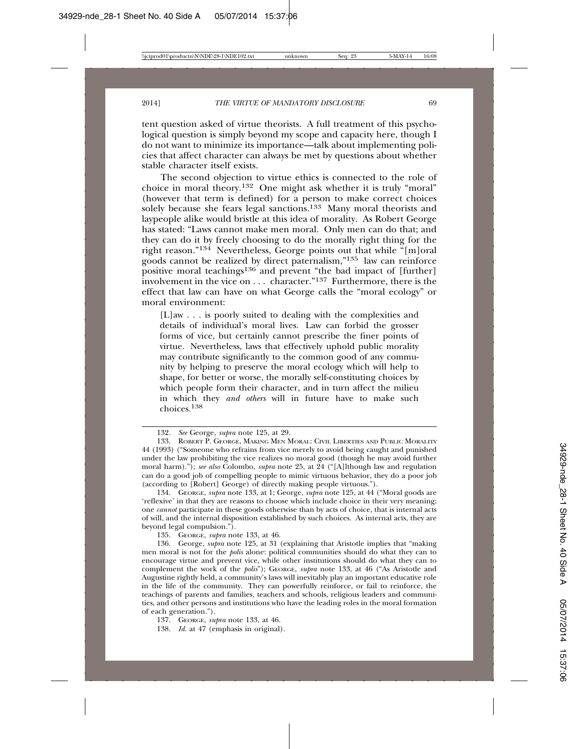tent question asked of virtue theorists. A full treatment of this psychological question is simply beyond my scope and capacity here, though I do not want to minimize its importance—talk about implementing policies that affect character can always be met by questions about whether stable character itself exists.

The second objection to virtue ethics is connected to the role of choice in moral theory.[132] One might ask whether it is truly "moral" (however that term is defined) for a person to make correct choices solely because she fears legal sanctions.[133] Many moral theorists and laypeople alike would bristle at this idea of morality. As Robert George has stated: "Laws cannot make men moral. Only men can do that; and they can do it by freely choosing to do the morally right thing for the right reason."[134] Nevertheless, George points out that while "[m]oral goods cannot be realized by direct paternalism,"[135] law can reinforce positive moral teachings[136] and prevent "the bad impact of [further] involvement in the vice on . . . character."[137] Furthermore, there is the effect that law can have on what George calls the "moral ecology" or moral environment:

> [L]aw . . . is poorly suited to dealing with the complexities and details of individual's moral lives. Law can forbid the grosser forms of vice, but certainly cannot prescribe the finer points of virtue. Nevertheless, laws that effectively uphold public morality may contribute significantly to the common good of any community by helping to preserve the moral ecology which will help to shape, for better or worse, the morally self-constituting choices by which people form their character, and in turn affect the milieu in which they *and others* will in future have to make such choices.[138]

---

132. *See* George, *supra* note 125, at 29.

133. Robert P. George, Making Men Moral: Civil Liberties and Public Morality 44 (1993) ("Someone who refrains from vice merely to avoid being caught and punished under the law prohibiting the vice realizes no moral good (though he may avoid further moral harm)."); *see also* Colombo, *supra* note 25, at 24 ("[A]lthough law and regulation can do a good job of compelling people to mimic virtuous behavior, they do a poor job (according to [Robert] George) of directly making people virtuous.").

134. George, *supra* note 133, at 1; George, *supra* note 125, at 44 ("Moral goods are 'reflexive' in that they are reasons to choose which include choice in their very meaning; one *cannot* participate in these goods otherwise than by acts of choice, that is internal acts of will, and the internal disposition established by such choices. As internal acts, they are beyond legal compulsion.").

135. George, *supra* note 133, at 46.

136. George, *supra* note 125, at 31 (explaining that Aristotle implies that "making men moral is not for the *polis* alone: political communities should do what they can to encourage virtue and prevent vice, while other institutions should do what they can to complement the work of the *polis*"); George, *supra* note 133, at 46 ("As Aristotle and Augustine rightly held, a community's laws will inevitably play an important educative role in the life of the community. They can powerfully reinforce, or fail to reinforce, the teachings of parents and families, teachers and schools, religious leaders and communities, and other persons and institutions who have the leading roles in the moral formation of each generation.").

137. George, *supra* note 133, at 46.

138. *Id.* at 47 (emphasis in original).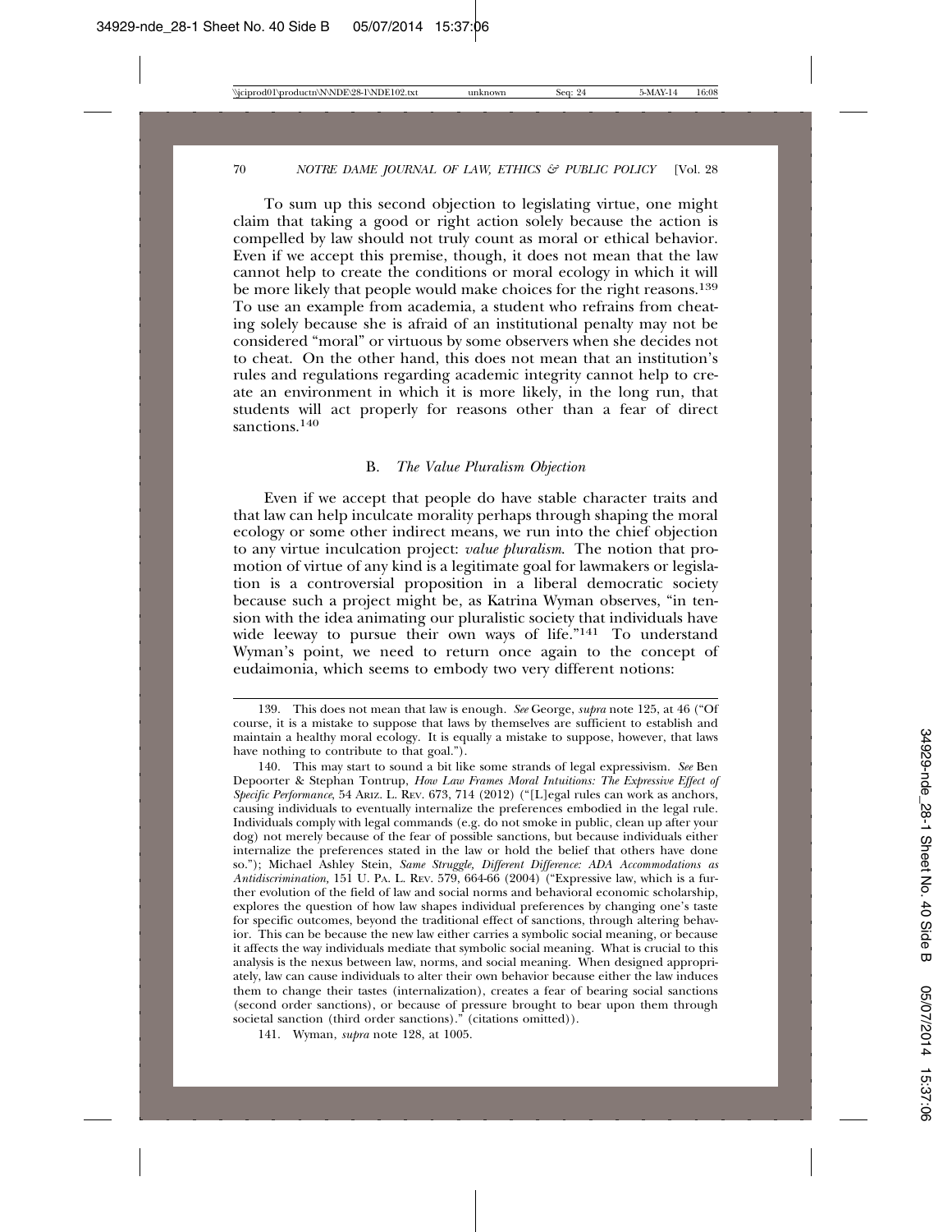To sum up this second objection to legislating virtue, one might claim that taking a good or right action solely because the action is compelled by law should not truly count as moral or ethical behavior. Even if we accept this premise, though, it does not mean that the law cannot help to create the conditions or moral ecology in which it will be more likely that people would make choices for the right reasons.[139] To use an example from academia, a student who refrains from cheating solely because she is afraid of an institutional penalty may not be considered "moral" or virtuous by some observers when she decides not to cheat. On the other hand, this does not mean that an institution's rules and regulations regarding academic integrity cannot help to create an environment in which it is more likely, in the long run, that students will act properly for reasons other than a fear of direct sanctions.[140]

### B. *The Value Pluralism Objection*

Even if we accept that people do have stable character traits and that law can help inculcate morality perhaps through shaping the moral ecology or some other indirect means, we run into the chief objection to any virtue inculcation project: *value pluralism*. The notion that promotion of virtue of any kind is a legitimate goal for lawmakers or legislation is a controversial proposition in a liberal democratic society because such a project might be, as Katrina Wyman observes, "in tension with the idea animating our pluralistic society that individuals have wide leeway to pursue their own ways of life."[141] To understand Wyman's point, we need to return once again to the concept of eudaimonia, which seems to embody two very different notions:

---

139. This does not mean that law is enough. *See* George, *supra* note 125, at 46 ("Of course, it is a mistake to suppose that laws by themselves are sufficient to establish and maintain a healthy moral ecology. It is equally a mistake to suppose, however, that laws have nothing to contribute to that goal.").

140. This may start to sound a bit like some strands of legal expressivism. *See* Ben Depoorter & Stephan Tontrup, *How Law Frames Moral Intuitions: The Expressive Effect of Specific Performance*, 54 ARIZ. L. REV. 673, 714 (2012) ("[L]egal rules can work as anchors, causing individuals to eventually internalize the preferences embodied in the legal rule. Individuals comply with legal commands (e.g. do not smoke in public, clean up after your dog) not merely because of the fear of possible sanctions, but because individuals either internalize the preferences stated in the law or hold the belief that others have done so."); Michael Ashley Stein, *Same Struggle, Different Difference: ADA Accommodations as Antidiscrimination,* 151 U. PA. L. REV. 579, 664-66 (2004) ("Expressive law, which is a further evolution of the field of law and social norms and behavioral economic scholarship, explores the question of how law shapes individual preferences by changing one's taste for specific outcomes, beyond the traditional effect of sanctions, through altering behavior. This can be because the new law either carries a symbolic social meaning, or because it affects the way individuals mediate that symbolic social meaning. What is crucial to this analysis is the nexus between law, norms, and social meaning. When designed appropriately, law can cause individuals to alter their own behavior because either the law induces them to change their tastes (internalization), creates a fear of bearing social sanctions (second order sanctions), or because of pressure brought to bear upon them through societal sanction (third order sanctions)." (citations omitted)).

141. Wyman, *supra* note 128, at 1005.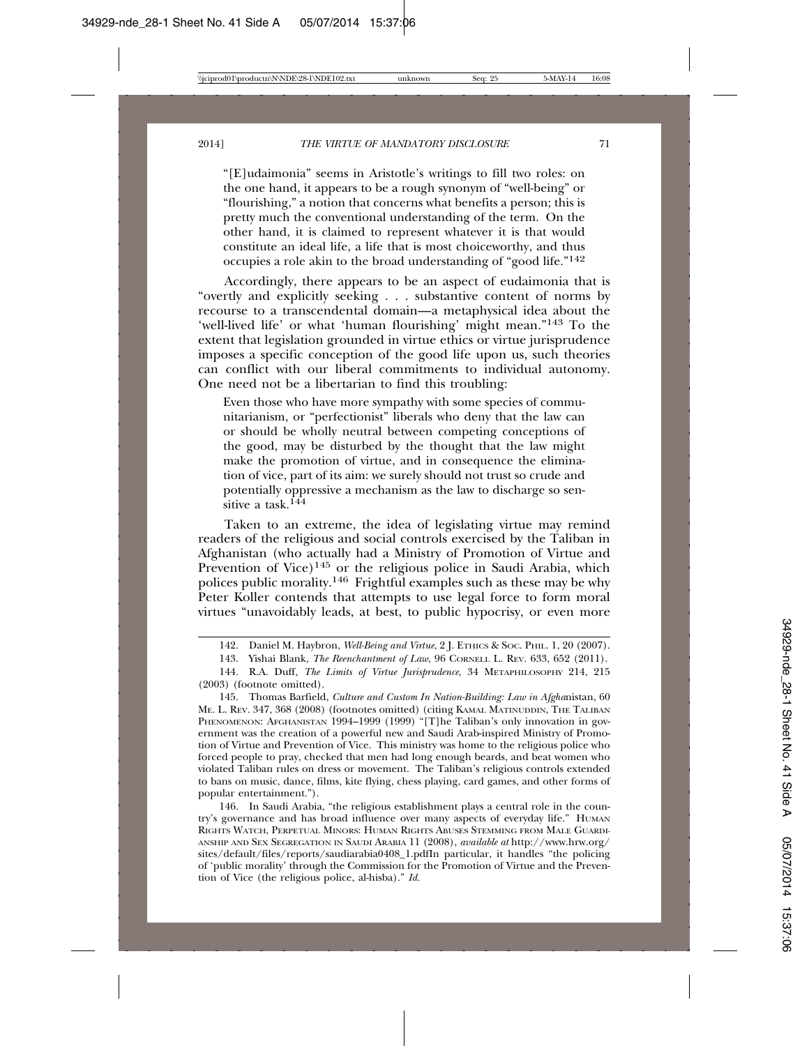> "[E]udaimonia" seems in Aristotle's writings to fill two roles: on the one hand, it appears to be a rough synonym of "well-being" or "flourishing," a notion that concerns what benefits a person; this is pretty much the conventional understanding of the term. On the other hand, it is claimed to represent whatever it is that would constitute an ideal life, a life that is most choiceworthy, and thus occupies a role akin to the broad understanding of "good life."[142]

Accordingly, there appears to be an aspect of eudaimonia that is "overtly and explicitly seeking . . . substantive content of norms by recourse to a transcendental domain—a metaphysical idea about the 'well-lived life' or what 'human flourishing' might mean."[143] To the extent that legislation grounded in virtue ethics or virtue jurisprudence imposes a specific conception of the good life upon us, such theories can conflict with our liberal commitments to individual autonomy. One need not be a libertarian to find this troubling:

> Even those who have more sympathy with some species of communitarianism, or "perfectionist" liberals who deny that the law can or should be wholly neutral between competing conceptions of the good, may be disturbed by the thought that the law might make the promotion of virtue, and in consequence the elimination of vice, part of its aim: we surely should not trust so crude and potentially oppressive a mechanism as the law to discharge so sensitive a task.[144]

Taken to an extreme, the idea of legislating virtue may remind readers of the religious and social controls exercised by the Taliban in Afghanistan (who actually had a Ministry of Promotion of Virtue and Prevention of Vice)[145] or the religious police in Saudi Arabia, which polices public morality.[146] Frightful examples such as these may be why Peter Koller contends that attempts to use legal force to form moral virtues "unavoidably leads, at best, to public hypocrisy, or even more

---

142. Daniel M. Haybron, *Well-Being and Virtue*, 2 J. ETHICS & SOC. PHIL. 1, 20 (2007).

143. Yishai Blank, *The Reenchantment of Law*, 96 CORNELL L. REV. 633, 652 (2011).

144. R.A. Duff, *The Limits of Virtue Jurisprudence*, 34 METAPHILOSOPHY 214, 215 (2003) (footnote omitted).

145. Thomas Barfield, *Culture and Custom In Nation-Building: Law in Afghanistan*, 60 ME. L. REV. 347, 368 (2008) (footnotes omitted) (citing KAMAL MATINUDDIN, THE TALIBAN PHENOMENON: AFGHANISTAN 1994–1999 (1999) "[T]he Taliban's only innovation in government was the creation of a powerful new and Saudi Arab-inspired Ministry of Promotion of Virtue and Prevention of Vice. This ministry was home to the religious police who forced people to pray, checked that men had long enough beards, and beat women who violated Taliban rules on dress or movement. The Taliban's religious controls extended to bans on music, dance, films, kite flying, chess playing, card games, and other forms of popular entertainment.").

146. In Saudi Arabia, "the religious establishment plays a central role in the country's governance and has broad influence over many aspects of everyday life." HUMAN RIGHTS WATCH, PERPETUAL MINORS: HUMAN RIGHTS ABUSES STEMMING FROM MALE GUARDIANSHIP AND SEX SEGREGATION IN SAUDI ARABIA 11 (2008), *available at* http://www.hrw.org/sites/default/files/reports/saudiarabia0408_1.pdfIn particular, it handles "the policing of 'public morality' through the Commission for the Promotion of Virtue and the Prevention of Vice (the religious police, al-hisba)." *Id.*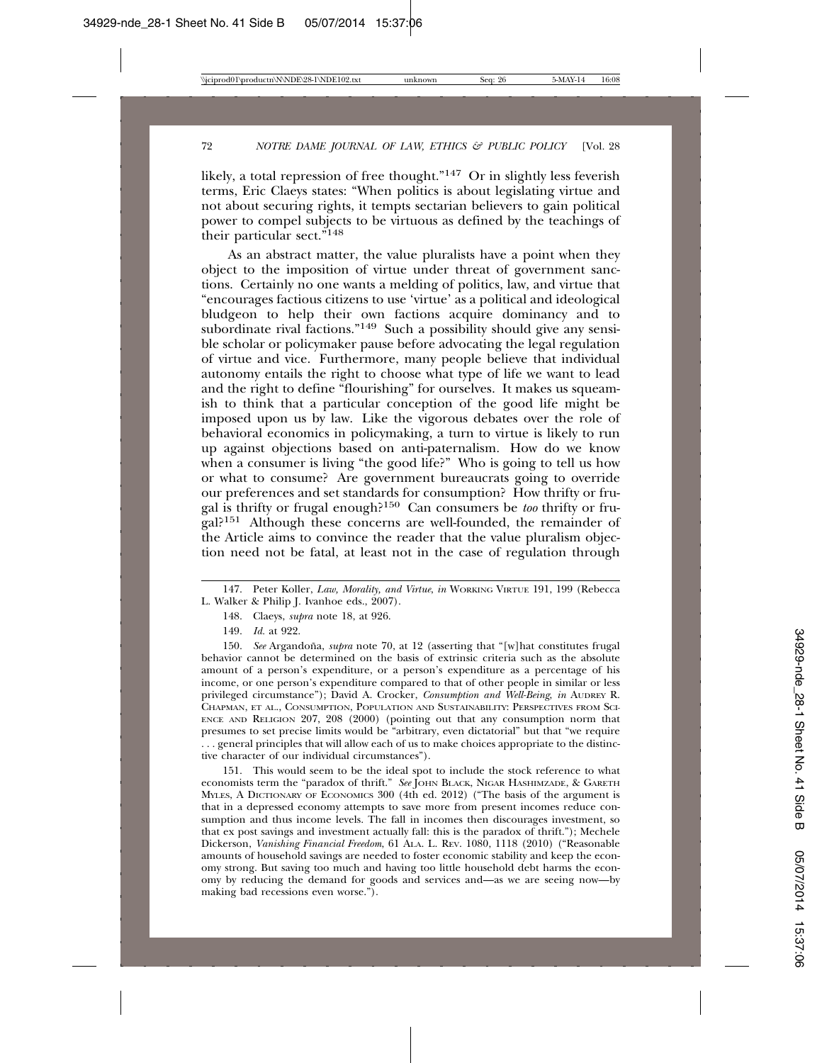likely, a total repression of free thought."[147] Or in slightly less feverish terms, Eric Claeys states: "When politics is about legislating virtue and not about securing rights, it tempts sectarian believers to gain political power to compel subjects to be virtuous as defined by the teachings of their particular sect."[148]

As an abstract matter, the value pluralists have a point when they object to the imposition of virtue under threat of government sanctions. Certainly no one wants a melding of politics, law, and virtue that "encourages factious citizens to use 'virtue' as a political and ideological bludgeon to help their own factions acquire dominancy and to subordinate rival factions."[149] Such a possibility should give any sensible scholar or policymaker pause before advocating the legal regulation of virtue and vice. Furthermore, many people believe that individual autonomy entails the right to choose what type of life we want to lead and the right to define "flourishing" for ourselves. It makes us squeamish to think that a particular conception of the good life might be imposed upon us by law. Like the vigorous debates over the role of behavioral economics in policymaking, a turn to virtue is likely to run up against objections based on anti-paternalism. How do we know when a consumer is living "the good life?" Who is going to tell us how or what to consume? Are government bureaucrats going to override our preferences and set standards for consumption? How thrifty or frugal is thrifty or frugal enough?[150] Can consumers be *too* thrifty or frugal?[151] Although these concerns are well-founded, the remainder of the Article aims to convince the reader that the value pluralism objection need not be fatal, at least not in the case of regulation through

---

147. Peter Koller, *Law, Morality, and Virtue*, *in* WORKING VIRTUE 191, 199 (Rebecca L. Walker & Philip J. Ivanhoe eds., 2007).

148. Claeys, *supra* note 18, at 926.

149. *Id.* at 922.

150. *See* Argandoña, *supra* note 70, at 12 (asserting that "[w]hat constitutes frugal behavior cannot be determined on the basis of extrinsic criteria such as the absolute amount of a person's expenditure, or a person's expenditure as a percentage of his income, or one person's expenditure compared to that of other people in similar or less privileged circumstance"); David A. Crocker, *Consumption and Well-Being*, *in* AUDREY R. CHAPMAN, ET AL., CONSUMPTION, POPULATION AND SUSTAINABILITY: PERSPECTIVES FROM SCIENCE AND RELIGION 207, 208 (2000) (pointing out that any consumption norm that presumes to set precise limits would be "arbitrary, even dictatorial" but that "we require . . . general principles that will allow each of us to make choices appropriate to the distinctive character of our individual circumstances").

151. This would seem to be the ideal spot to include the stock reference to what economists term the "paradox of thrift." *See* JOHN BLACK, NIGAR HASHIMZADE, & GARETH MYLES, A DICTIONARY OF ECONOMICS 300 (4th ed. 2012) ("The basis of the argument is that in a depressed economy attempts to save more from present incomes reduce consumption and thus income levels. The fall in incomes then discourages investment, so that ex post savings and investment actually fall: this is the paradox of thrift."); Mechele Dickerson, *Vanishing Financial Freedom*, 61 ALA. L. REV. 1080, 1118 (2010) ("Reasonable amounts of household savings are needed to foster economic stability and keep the economy strong. But saving too much and having too little household debt harms the economy by reducing the demand for goods and services and—as we are seeing now—by making bad recessions even worse.").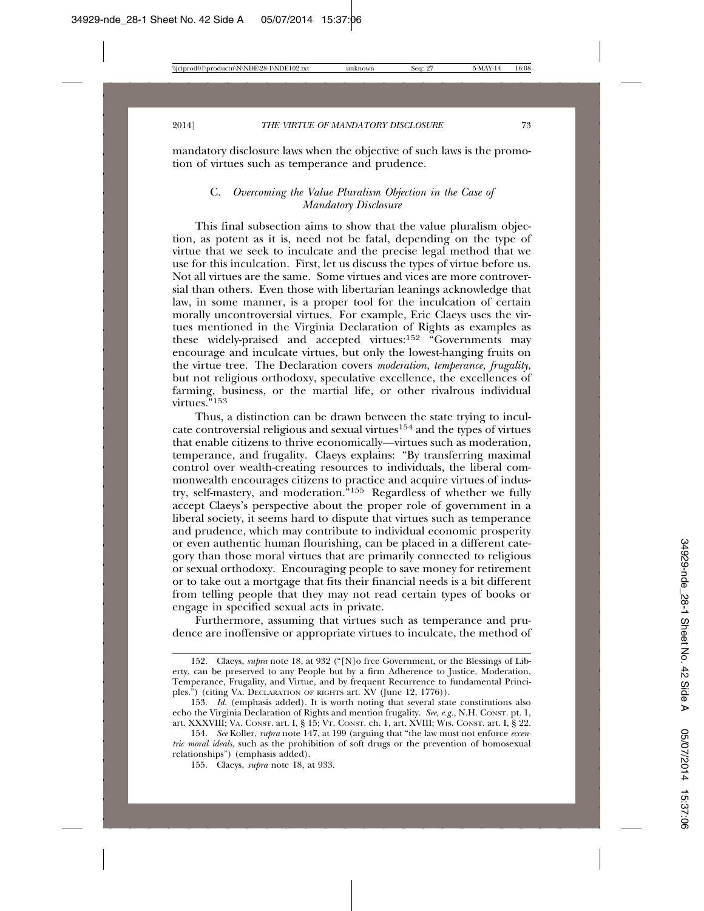mandatory disclosure laws when the objective of such laws is the promotion of virtues such as temperance and prudence.

### C. *Overcoming the Value Pluralism Objection in the Case of Mandatory Disclosure*

This final subsection aims to show that the value pluralism objection, as potent as it is, need not be fatal, depending on the type of virtue that we seek to inculcate and the precise legal method that we use for this inculcation. First, let us discuss the types of virtue before us. Not all virtues are the same. Some virtues and vices are more controversial than others. Even those with libertarian leanings acknowledge that law, in some manner, is a proper tool for the inculcation of certain morally uncontroversial virtues. For example, Eric Claeys uses the virtues mentioned in the Virginia Declaration of Rights as examples as these widely-praised and accepted virtues:[152] "Governments may encourage and inculcate virtues, but only the lowest-hanging fruits on the virtue tree. The Declaration covers *moderation, temperance, frugality*, but not religious orthodoxy, speculative excellence, the excellences of farming, business, or the martial life, or other rivalrous individual virtues."[153]

Thus, a distinction can be drawn between the state trying to inculcate controversial religious and sexual virtues[154] and the types of virtues that enable citizens to thrive economically—virtues such as moderation, temperance, and frugality. Claeys explains: "By transferring maximal control over wealth-creating resources to individuals, the liberal commonwealth encourages citizens to practice and acquire virtues of industry, self-mastery, and moderation."[155] Regardless of whether we fully accept Claeys's perspective about the proper role of government in a liberal society, it seems hard to dispute that virtues such as temperance and prudence, which may contribute to individual economic prosperity or even authentic human flourishing, can be placed in a different category than those moral virtues that are primarily connected to religious or sexual orthodoxy. Encouraging people to save money for retirement or to take out a mortgage that fits their financial needs is a bit different from telling people that they may not read certain types of books or engage in specified sexual acts in private.

Furthermore, assuming that virtues such as temperance and prudence are inoffensive or appropriate virtues to inculcate, the method of

---

152. Claeys, *supra* note 18, at 932 ("[N]o free Government, or the Blessings of Liberty, can be preserved to any People but by a firm Adherence to Justice, Moderation, Temperance, Frugality, and Virtue, and by frequent Recurrence to fundamental Principles.") (citing VA. DECLARATION OF RIGHTS art. XV (June 12, 1776)).

153. *Id.* (emphasis added). It is worth noting that several state constitutions also echo the Virginia Declaration of Rights and mention frugality. *See, e.g.*, N.H. CONST. pt. 1, art. XXXVIII; VA. CONST. art. I, § 15; VT. CONST. ch. 1, art. XVIII; WIS. CONST. art. I, § 22.

154. *See* Koller, *supra* note 147, at 199 (arguing that "the law must not enforce *eccentric moral ideals*, such as the prohibition of soft drugs or the prevention of homosexual relationships") (emphasis added).

155. Claeys, *supra* note 18, at 933.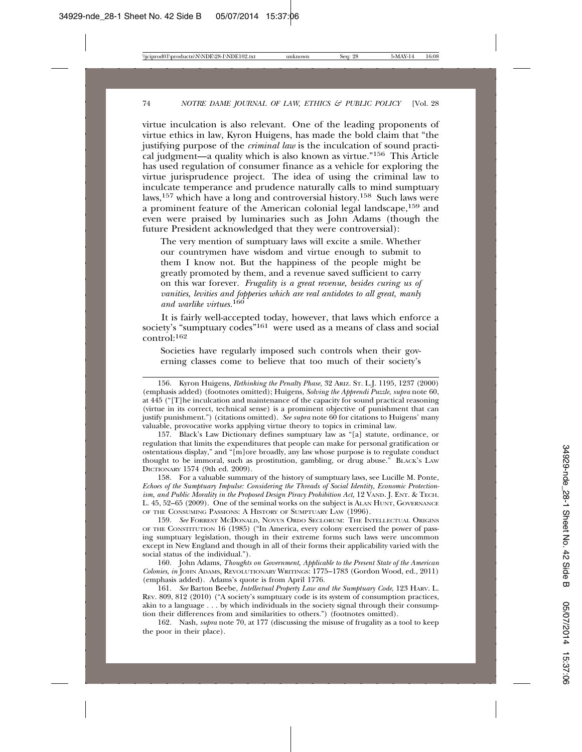virtue inculcation is also relevant. One of the leading proponents of virtue ethics in law, Kyron Huigens, has made the bold claim that "the justifying purpose of the *criminal law* is the inculcation of sound practical judgment—a quality which is also known as virtue."[156] This Article has used regulation of consumer finance as a vehicle for exploring the virtue jurisprudence project. The idea of using the criminal law to inculcate temperance and prudence naturally calls to mind sumptuary laws,[157] which have a long and controversial history.[158] Such laws were a prominent feature of the American colonial legal landscape,[159] and even were praised by luminaries such as John Adams (though the future President acknowledged that they were controversial):

> The very mention of sumptuary laws will excite a smile. Whether our countrymen have wisdom and virtue enough to submit to them I know not. But the happiness of the people might be greatly promoted by them, and a revenue saved sufficient to carry on this war forever. *Frugality is a great revenue, besides curing us of vanities, levities and fopperies which are real antidotes to all great, manly and warlike virtues.*[160]

It is fairly well-accepted today, however, that laws which enforce a society's "sumptuary codes"[161] were used as a means of class and social control:[162]

> Societies have regularly imposed such controls when their governing classes come to believe that too much of their society's

---

156. Kyron Huigens, *Rethinking the Penalty Phase,* 32 Ariz. St. L.J. 1195, 1237 (2000) (emphasis added) (footnotes omitted); Huigens, *Solving the Apprendi Puzzle*, *supra* note 60, at 445 ("[T]he inculcation and maintenance of the capacity for sound practical reasoning (virtue in its correct, technical sense) is a prominent objective of punishment that can justify punishment.") (citations omitted). *See supra* note 60 for citations to Huigens' many valuable, provocative works applying virtue theory to topics in criminal law.

157. Black's Law Dictionary defines sumptuary law as "[a] statute, ordinance, or regulation that limits the expenditures that people can make for personal gratification or ostentatious display," and "[m]ore broadly, any law whose purpose is to regulate conduct thought to be immoral, such as prostitution, gambling, or drug abuse." Black's Law Dictionary 1574 (9th ed. 2009).

158. For a valuable summary of the history of sumptuary laws, see Lucille M. Ponte, *Echoes of the Sumptuary Impulse: Considering the Threads of Social Identity, Economic Protectionism, and Public Morality in the Proposed Design Piracy Prohibition Act,* 12 Vand. J. Ent. & Tech. L. 45, 52–65 (2009). One of the seminal works on the subject is Alan Hunt, Governance of the Consuming Passions: A History of Sumptuary Law (1996).

159. *See* Forrest McDonald, Novus Ordo Seclorum: The Intellectual Origins of the Constitution 16 (1985) ("In America, every colony exercised the power of passing sumptuary legislation, though in their extreme forms such laws were uncommon except in New England and though in all of their forms their applicability varied with the social status of the individual.").

160. John Adams, *Thoughts on Government, Applicable to the Present State of the American Colonies*, *in* John Adams, Revolutionary Writings: 1775–1783 (Gordon Wood, ed., 2011) (emphasis added). Adams's quote is from April 1776.

161. *See* Barton Beebe, *Intellectual Property Law and the Sumptuary Code*, 123 Harv. L. Rev. 809, 812 (2010) ("A society's sumptuary code is its system of consumption practices, akin to a language . . . by which individuals in the society signal through their consumption their differences from and similarities to others.") (footnotes omitted).

162. Nash, *supra* note 70, at 177 (discussing the misuse of frugality as a tool to keep the poor in their place).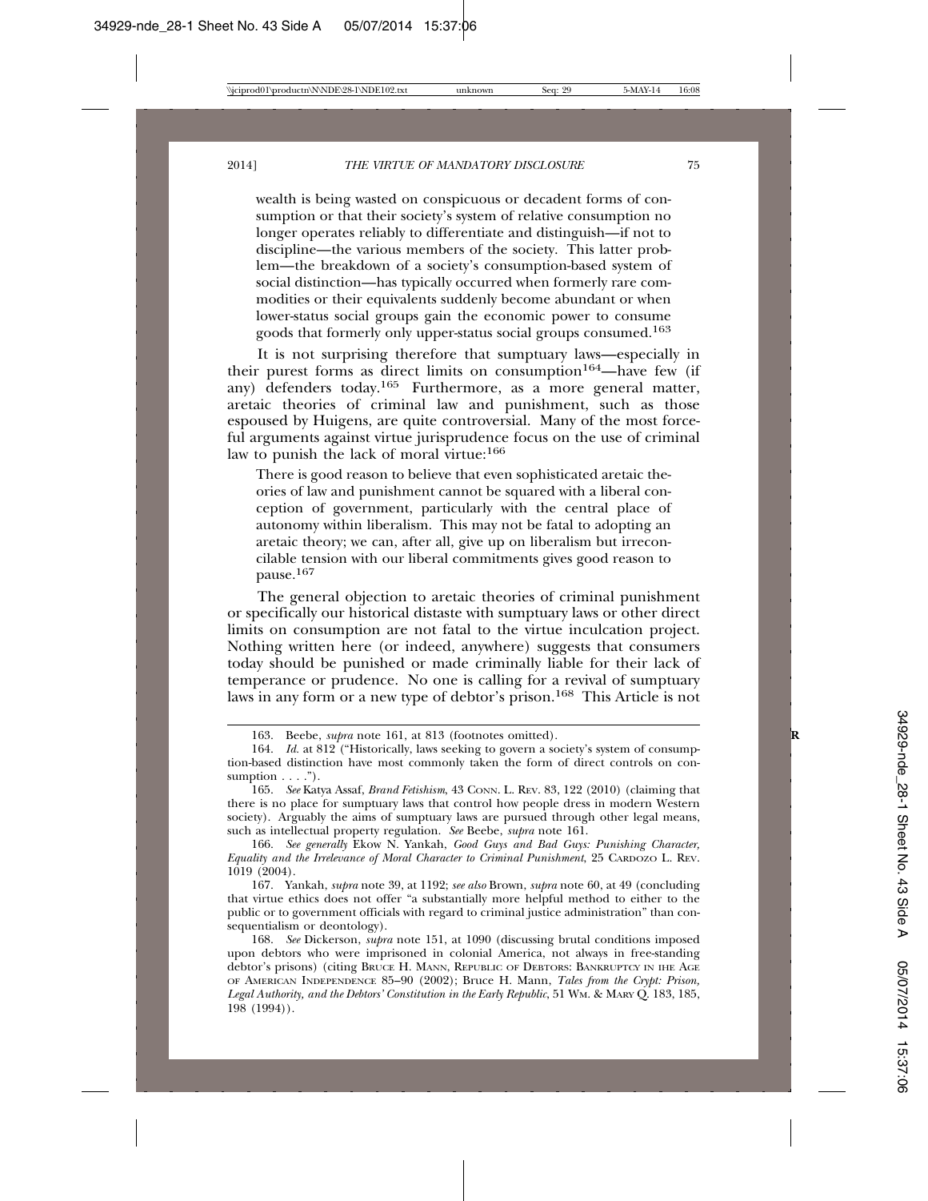wealth is being wasted on conspicuous or decadent forms of consumption or that their society's system of relative consumption no longer operates reliably to differentiate and distinguish—if not to discipline—the various members of the society. This latter problem—the breakdown of a society's consumption-based system of social distinction—has typically occurred when formerly rare commodities or their equivalents suddenly become abundant or when lower-status social groups gain the economic power to consume goods that formerly only upper-status social groups consumed.[163]

It is not surprising therefore that sumptuary laws—especially in their purest forms as direct limits on consumption[164]—have few (if any) defenders today.[165] Furthermore, as a more general matter, aretaic theories of criminal law and punishment, such as those espoused by Huigens, are quite controversial. Many of the most forceful arguments against virtue jurisprudence focus on the use of criminal law to punish the lack of moral virtue:[166]

> There is good reason to believe that even sophisticated aretaic theories of law and punishment cannot be squared with a liberal conception of government, particularly with the central place of autonomy within liberalism. This may not be fatal to adopting an aretaic theory; we can, after all, give up on liberalism but irreconcilable tension with our liberal commitments gives good reason to pause.[167]

The general objection to aretaic theories of criminal punishment or specifically our historical distaste with sumptuary laws or other direct limits on consumption are not fatal to the virtue inculcation project. Nothing written here (or indeed, anywhere) suggests that consumers today should be punished or made criminally liable for their lack of temperance or prudence. No one is calling for a revival of sumptuary laws in any form or a new type of debtor's prison.[168] This Article is not

---

163. Beebe, *supra* note 161, at 813 (footnotes omitted).

164. *Id.* at 812 ("Historically, laws seeking to govern a society's system of consumption-based distinction have most commonly taken the form of direct controls on consumption . . . .").

165. *See* Katya Assaf, *Brand Fetishism*, 43 CONN. L. REV. 83, 122 (2010) (claiming that there is no place for sumptuary laws that control how people dress in modern Western society). Arguably the aims of sumptuary laws are pursued through other legal means, such as intellectual property regulation. *See* Beebe, *supra* note 161.

166. *See generally* Ekow N. Yankah, *Good Guys and Bad Guys: Punishing Character, Equality and the Irrelevance of Moral Character to Criminal Punishment*, 25 CARDOZO L. REV. 1019 (2004).

167. Yankah, *supra* note 39, at 1192; *see also* Brown, *supra* note 60, at 49 (concluding that virtue ethics does not offer "a substantially more helpful method to either to the public or to government officials with regard to criminal justice administration" than consequentialism or deontology).

168. *See* Dickerson, *supra* note 151, at 1090 (discussing brutal conditions imposed upon debtors who were imprisoned in colonial America, not always in free-standing debtor's prisons) (citing BRUCE H. MANN, REPUBLIC OF DEBTORS: BANKRUPTCY IN THE AGE OF AMERICAN INDEPENDENCE 85–90 (2002); Bruce H. Mann, *Tales from the Crypt: Prison, Legal Authority, and the Debtors' Constitution in the Early Republic*, 51 WM. & MARY Q. 183, 185, 198 (1994)).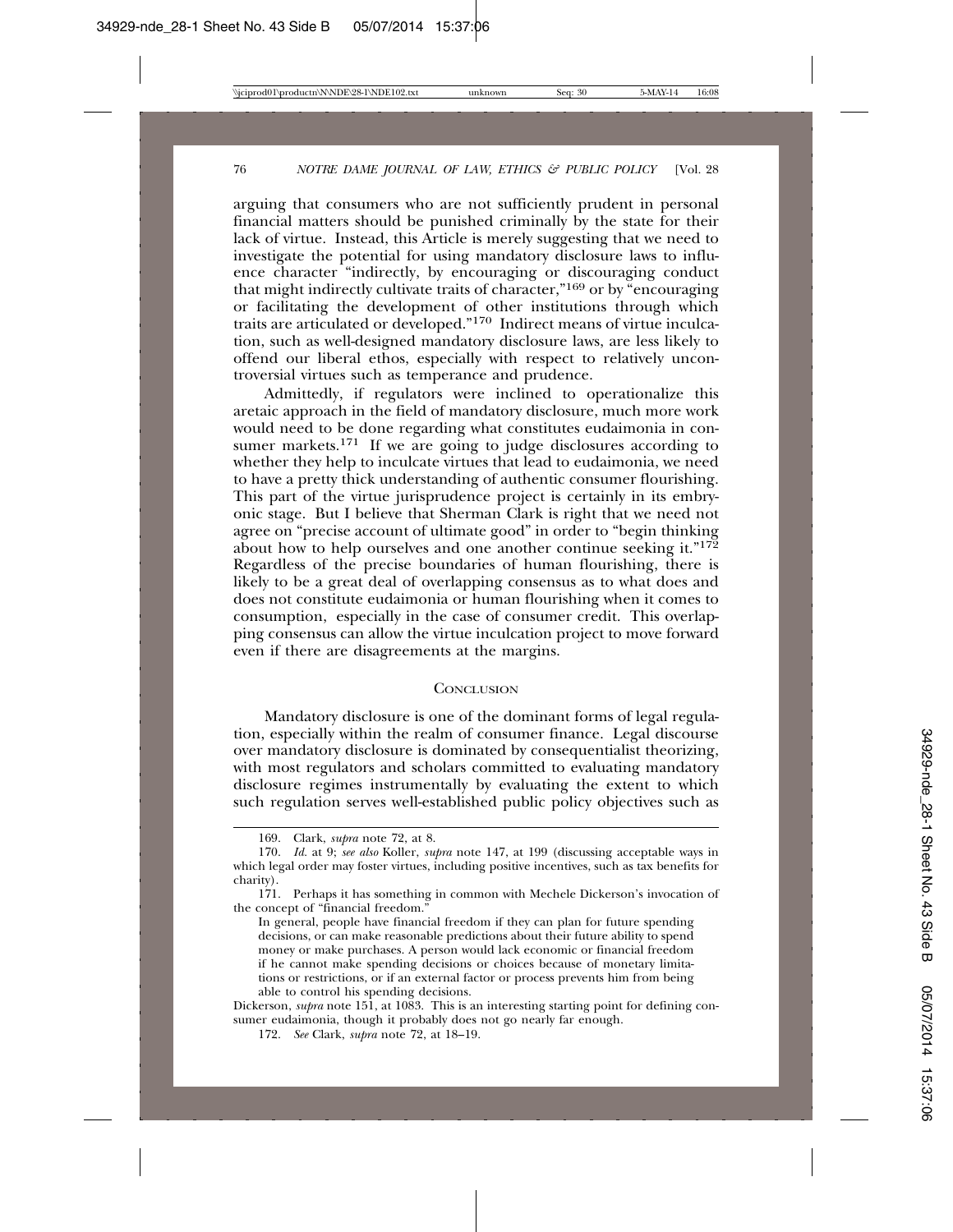arguing that consumers who are not sufficiently prudent in personal financial matters should be punished criminally by the state for their lack of virtue. Instead, this Article is merely suggesting that we need to investigate the potential for using mandatory disclosure laws to influence character "indirectly, by encouraging or discouraging conduct that might indirectly cultivate traits of character,"[169] or by "encouraging or facilitating the development of other institutions through which traits are articulated or developed."[170] Indirect means of virtue inculcation, such as well-designed mandatory disclosure laws, are less likely to offend our liberal ethos, especially with respect to relatively uncontroversial virtues such as temperance and prudence.

Admittedly, if regulators were inclined to operationalize this aretaic approach in the field of mandatory disclosure, much more work would need to be done regarding what constitutes eudaimonia in consumer markets.[171] If we are going to judge disclosures according to whether they help to inculcate virtues that lead to eudaimonia, we need to have a pretty thick understanding of authentic consumer flourishing. This part of the virtue jurisprudence project is certainly in its embryonic stage. But I believe that Sherman Clark is right that we need not agree on "precise account of ultimate good" in order to "begin thinking about how to help ourselves and one another continue seeking it."[172] Regardless of the precise boundaries of human flourishing, there is likely to be a great deal of overlapping consensus as to what does and does not constitute eudaimonia or human flourishing when it comes to consumption, especially in the case of consumer credit. This overlapping consensus can allow the virtue inculcation project to move forward even if there are disagreements at the margins.

## Conclusion

Mandatory disclosure is one of the dominant forms of legal regulation, especially within the realm of consumer finance. Legal discourse over mandatory disclosure is dominated by consequentialist theorizing, with most regulators and scholars committed to evaluating mandatory disclosure regimes instrumentally by evaluating the extent to which such regulation serves well-established public policy objectives such as

---

169. Clark, *supra* note 72, at 8.

170. *Id.* at 9; *see also* Koller, *supra* note 147, at 199 (discussing acceptable ways in which legal order may foster virtues, including positive incentives, such as tax benefits for charity).

171. Perhaps it has something in common with Mechele Dickerson's invocation of the concept of "financial freedom."

> In general, people have financial freedom if they can plan for future spending decisions, or can make reasonable predictions about their future ability to spend money or make purchases. A person would lack economic or financial freedom if he cannot make spending decisions or choices because of monetary limitations or restrictions, or if an external factor or process prevents him from being able to control his spending decisions.

Dickerson, *supra* note 151, at 1083. This is an interesting starting point for defining consumer eudaimonia, though it probably does not go nearly far enough.

172. *See* Clark, *supra* note 72, at 18–19.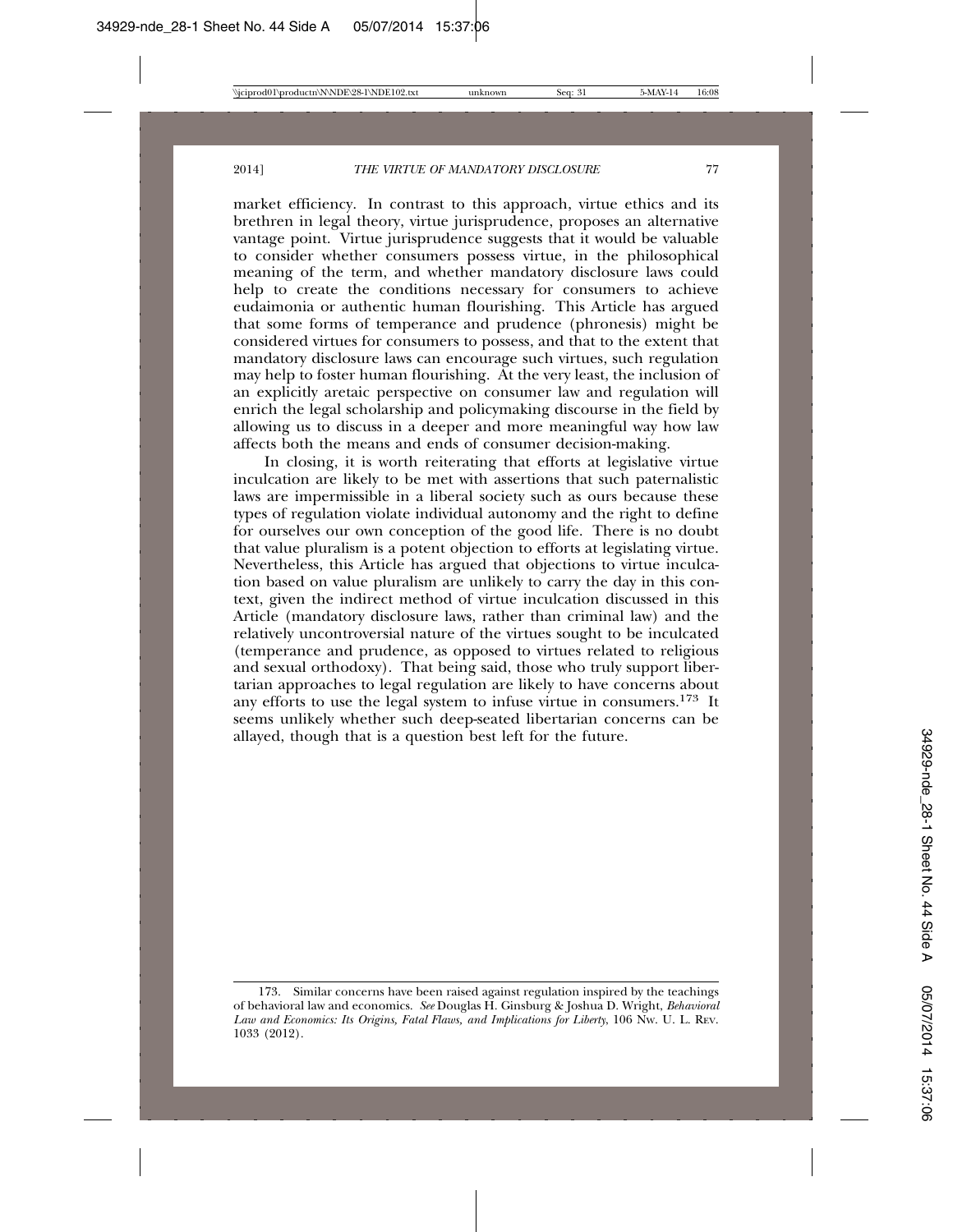market efficiency. In contrast to this approach, virtue ethics and its brethren in legal theory, virtue jurisprudence, proposes an alternative vantage point. Virtue jurisprudence suggests that it would be valuable to consider whether consumers possess virtue, in the philosophical meaning of the term, and whether mandatory disclosure laws could help to create the conditions necessary for consumers to achieve eudaimonia or authentic human flourishing. This Article has argued that some forms of temperance and prudence (phronesis) might be considered virtues for consumers to possess, and that to the extent that mandatory disclosure laws can encourage such virtues, such regulation may help to foster human flourishing. At the very least, the inclusion of an explicitly aretaic perspective on consumer law and regulation will enrich the legal scholarship and policymaking discourse in the field by allowing us to discuss in a deeper and more meaningful way how law affects both the means and ends of consumer decision-making.

In closing, it is worth reiterating that efforts at legislative virtue inculcation are likely to be met with assertions that such paternalistic laws are impermissible in a liberal society such as ours because these types of regulation violate individual autonomy and the right to define for ourselves our own conception of the good life. There is no doubt that value pluralism is a potent objection to efforts at legislating virtue. Nevertheless, this Article has argued that objections to virtue inculcation based on value pluralism are unlikely to carry the day in this context, given the indirect method of virtue inculcation discussed in this Article (mandatory disclosure laws, rather than criminal law) and the relatively uncontroversial nature of the virtues sought to be inculcated (temperance and prudence, as opposed to virtues related to religious and sexual orthodoxy). That being said, those who truly support libertarian approaches to legal regulation are likely to have concerns about any efforts to use the legal system to infuse virtue in consumers.[173] It seems unlikely whether such deep-seated libertarian concerns can be allayed, though that is a question best left for the future.

---

173. Similar concerns have been raised against regulation inspired by the teachings of behavioral law and economics. *See* Douglas H. Ginsburg & Joshua D. Wright, *Behavioral Law and Economics: Its Origins, Fatal Flaws, and Implications for Liberty*, 106 NW. U. L. REV. 1033 (2012).